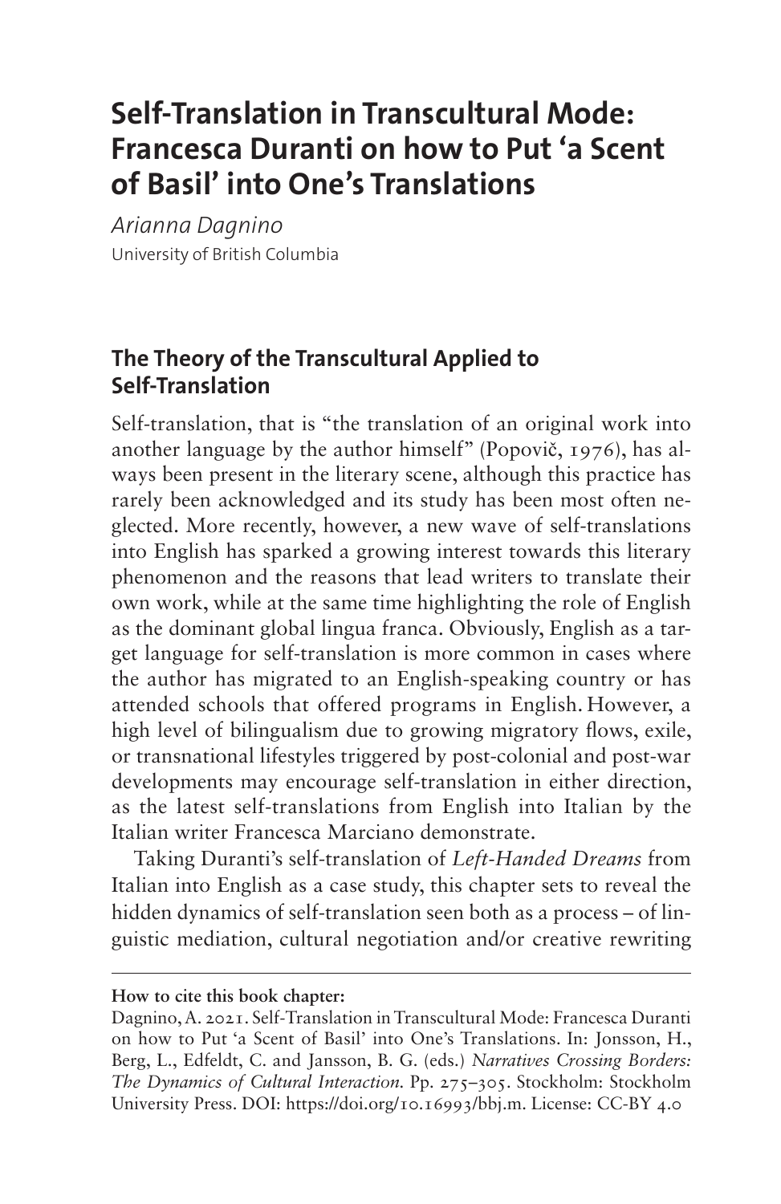# Self-Translation in Transcultural Mode: Francesca Duranti on how to Put 'a Scent of Basil' into One's Translations

*Arianna Dagnino*
University of British Columbia

## The Theory of the Transcultural Applied to Self-Translation

Self-translation, that is "the translation of an original work into another language by the author himself" (Popovič, 1976), has always been present in the literary scene, although this practice has rarely been acknowledged and its study has been most often neglected. More recently, however, a new wave of self-translations into English has sparked a growing interest towards this literary phenomenon and the reasons that lead writers to translate their own work, while at the same time highlighting the role of English as the dominant global lingua franca. Obviously, English as a target language for self-translation is more common in cases where the author has migrated to an English-speaking country or has attended schools that offered programs in English. However, a high level of bilingualism due to growing migratory flows, exile, or transnational lifestyles triggered by post-colonial and post-war developments may encourage self-translation in either direction, as the latest self-translations from English into Italian by the Italian writer Francesca Marciano demonstrate.

Taking Duranti's self-translation of *Left-Handed Dreams* from Italian into English as a case study, this chapter sets to reveal the hidden dynamics of self-translation seen both as a process – of linguistic mediation, cultural negotiation and/or creative rewriting

**How to cite this book chapter:**

Dagnino, A. 2021. Self-Translation in Transcultural Mode: Francesca Duranti on how to Put 'a Scent of Basil' into One's Translations. In: Jonsson, H., Berg, L., Edfeldt, C. and Jansson, B. G. (eds.) *Narratives Crossing Borders: The Dynamics of Cultural Interaction*. Pp. 275–305. Stockholm: Stockholm University Press. DOI: https://doi.org/10.16993/bbj.m. License: CC-BY 4.0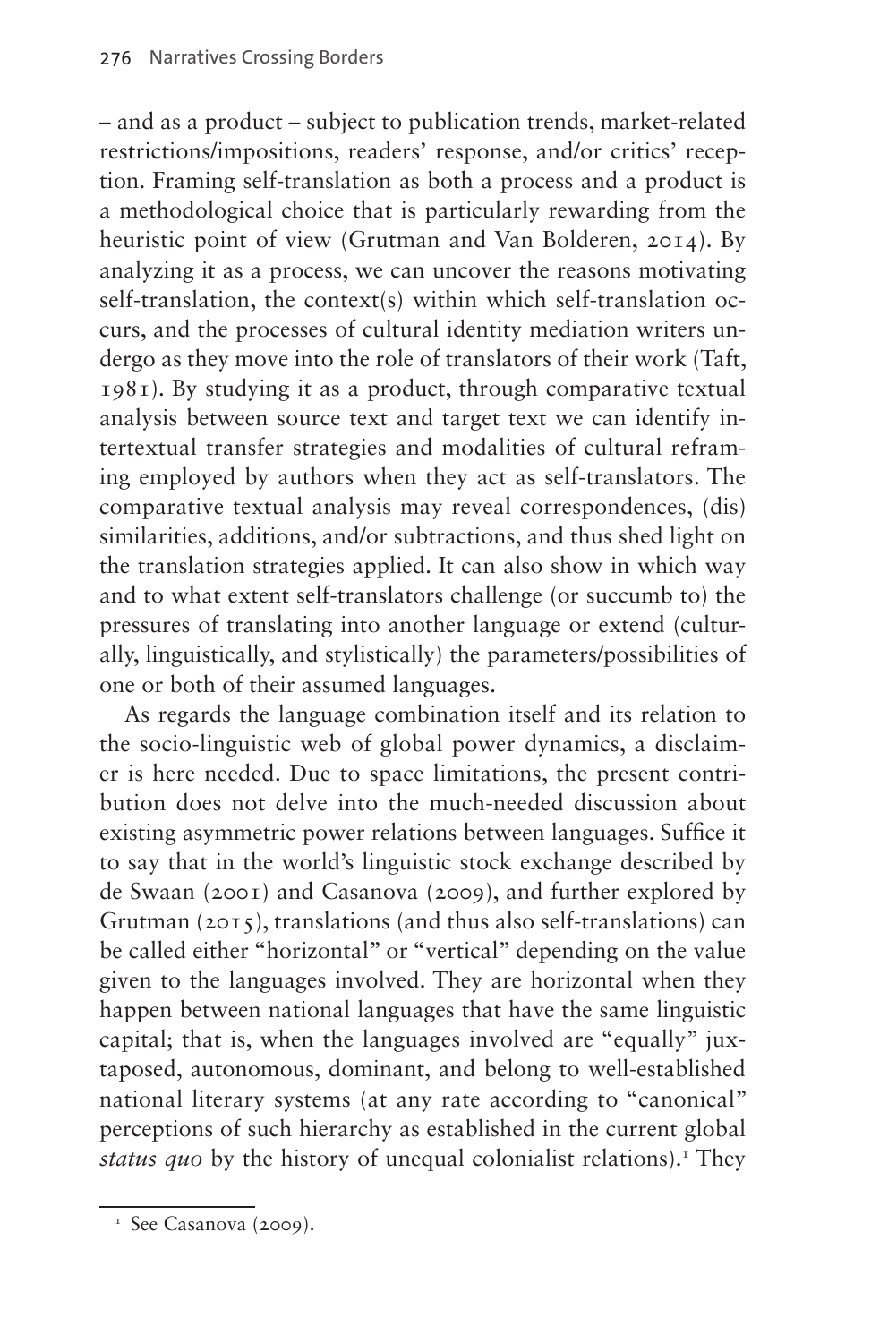– and as a product – subject to publication trends, market-related restrictions/impositions, readers' response, and/or critics' reception. Framing self-translation as both a process and a product is a methodological choice that is particularly rewarding from the heuristic point of view (Grutman and Van Bolderen, 2014). By analyzing it as a process, we can uncover the reasons motivating self-translation, the context(s) within which self-translation occurs, and the processes of cultural identity mediation writers undergo as they move into the role of translators of their work (Taft, 1981). By studying it as a product, through comparative textual analysis between source text and target text we can identify intertextual transfer strategies and modalities of cultural reframing employed by authors when they act as self-translators. The comparative textual analysis may reveal correspondences, (dis) similarities, additions, and/or subtractions, and thus shed light on the translation strategies applied. It can also show in which way and to what extent self-translators challenge (or succumb to) the pressures of translating into another language or extend (culturally, linguistically, and stylistically) the parameters/possibilities of one or both of their assumed languages.

As regards the language combination itself and its relation to the socio-linguistic web of global power dynamics, a disclaimer is here needed. Due to space limitations, the present contribution does not delve into the much-needed discussion about existing asymmetric power relations between languages. Suffice it to say that in the world's linguistic stock exchange described by de Swaan (2001) and Casanova (2009), and further explored by Grutman (2015), translations (and thus also self-translations) can be called either "horizontal" or "vertical" depending on the value given to the languages involved. They are horizontal when they happen between national languages that have the same linguistic capital; that is, when the languages involved are "equally" juxtaposed, autonomous, dominant, and belong to well-established national literary systems (at any rate according to "canonical" perceptions of such hierarchy as established in the current global *status quo* by the history of unequal colonialist relations).[1] They

[1] See Casanova (2009).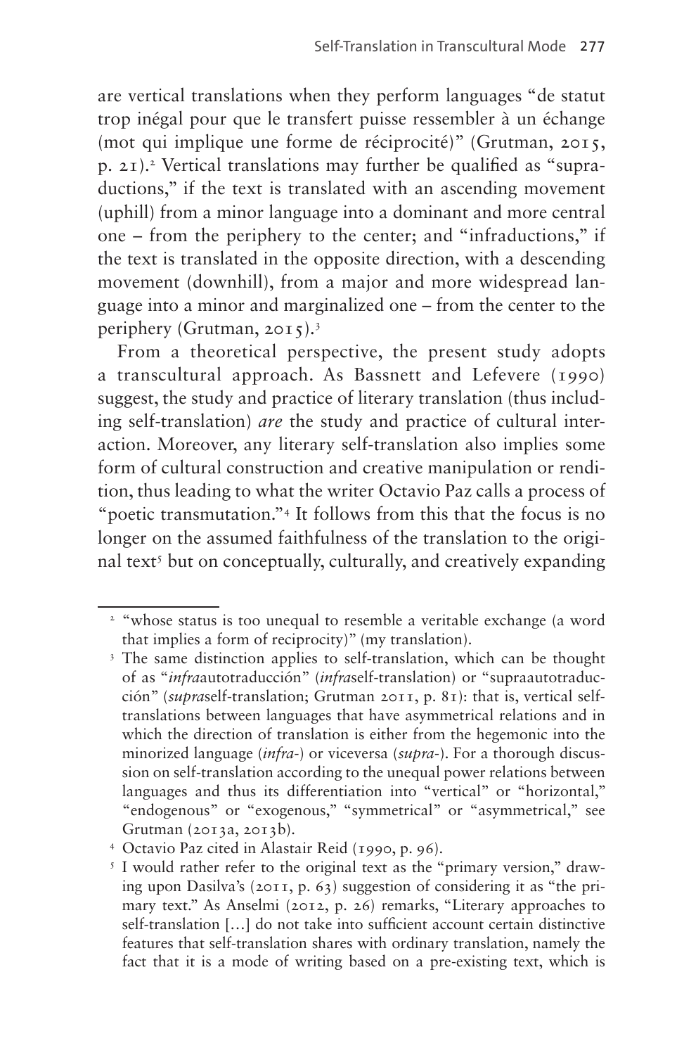are vertical translations when they perform languages "de statut trop inégal pour que le transfert puisse ressembler à un échange (mot qui implique une forme de réciprocité)" (Grutman, 2015, p. 21).[2] Vertical translations may further be qualified as "supraductions," if the text is translated with an ascending movement (uphill) from a minor language into a dominant and more central one – from the periphery to the center; and "infraductions," if the text is translated in the opposite direction, with a descending movement (downhill), from a major and more widespread language into a minor and marginalized one – from the center to the periphery (Grutman, 2015).[3]

From a theoretical perspective, the present study adopts a transcultural approach. As Bassnett and Lefevere (1990) suggest, the study and practice of literary translation (thus including self-translation) *are* the study and practice of cultural interaction. Moreover, any literary self-translation also implies some form of cultural construction and creative manipulation or rendition, thus leading to what the writer Octavio Paz calls a process of "poetic transmutation."[4] It follows from this that the focus is no longer on the assumed faithfulness of the translation to the original text[5] but on conceptually, culturally, and creatively expanding

---

[2] "whose status is too unequal to resemble a veritable exchange (a word that implies a form of reciprocity)" (my translation).

[3] The same distinction applies to self-translation, which can be thought of as "*infra*autotraducción" (*infra*self-translation) or "supraautotraducción" (*supra*self-translation; Grutman 2011, p. 81): that is, vertical self-translations between languages that have asymmetrical relations and in which the direction of translation is either from the hegemonic into the minorized language (*infra-*) or viceversa (*supra-*). For a thorough discussion on self-translation according to the unequal power relations between languages and thus its differentiation into "vertical" or "horizontal," "endogenous" or "exogenous," "symmetrical" or "asymmetrical," see Grutman (2013a, 2013b).

[4] Octavio Paz cited in Alastair Reid (1990, p. 96).

[5] I would rather refer to the original text as the "primary version," drawing upon Dasilva's (2011, p. 63) suggestion of considering it as "the primary text." As Anselmi (2012, p. 26) remarks, "Literary approaches to self-translation [...] do not take into sufficient account certain distinctive features that self-translation shares with ordinary translation, namely the fact that it is a mode of writing based on a pre-existing text, which is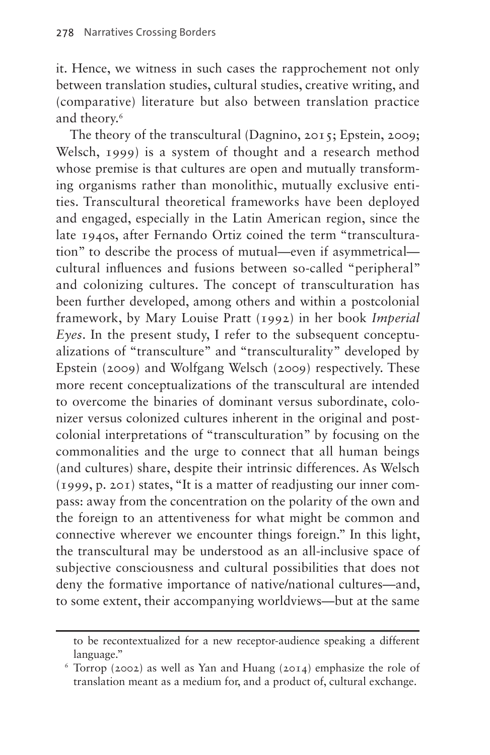it. Hence, we witness in such cases the rapprochement not only between translation studies, cultural studies, creative writing, and (comparative) literature but also between translation practice and theory.[6]

The theory of the transcultural (Dagnino, 2015; Epstein, 2009; Welsch, 1999) is a system of thought and a research method whose premise is that cultures are open and mutually transforming organisms rather than monolithic, mutually exclusive entities. Transcultural theoretical frameworks have been deployed and engaged, especially in the Latin American region, since the late 1940s, after Fernando Ortiz coined the term "transculturation" to describe the process of mutual—even if asymmetrical—cultural influences and fusions between so-called "peripheral" and colonizing cultures. The concept of transculturation has been further developed, among others and within a postcolonial framework, by Mary Louise Pratt (1992) in her book *Imperial Eyes*. In the present study, I refer to the subsequent conceptualizations of "transculture" and "transculturality" developed by Epstein (2009) and Wolfgang Welsch (2009) respectively. These more recent conceptualizations of the transcultural are intended to overcome the binaries of dominant versus subordinate, colonizer versus colonized cultures inherent in the original and postcolonial interpretations of "transculturation" by focusing on the commonalities and the urge to connect that all human beings (and cultures) share, despite their intrinsic differences. As Welsch (1999, p. 201) states, "It is a matter of readjusting our inner compass: away from the concentration on the polarity of the own and the foreign to an attentiveness for what might be common and connective wherever we encounter things foreign." In this light, the transcultural may be understood as an all-inclusive space of subjective consciousness and cultural possibilities that does not deny the formative importance of native/national cultures—and, to some extent, their accompanying worldviews—but at the same

---

to be recontextualized for a new receptor-audience speaking a different language."

[6] Torrop (2002) as well as Yan and Huang (2014) emphasize the role of translation meant as a medium for, and a product of, cultural exchange.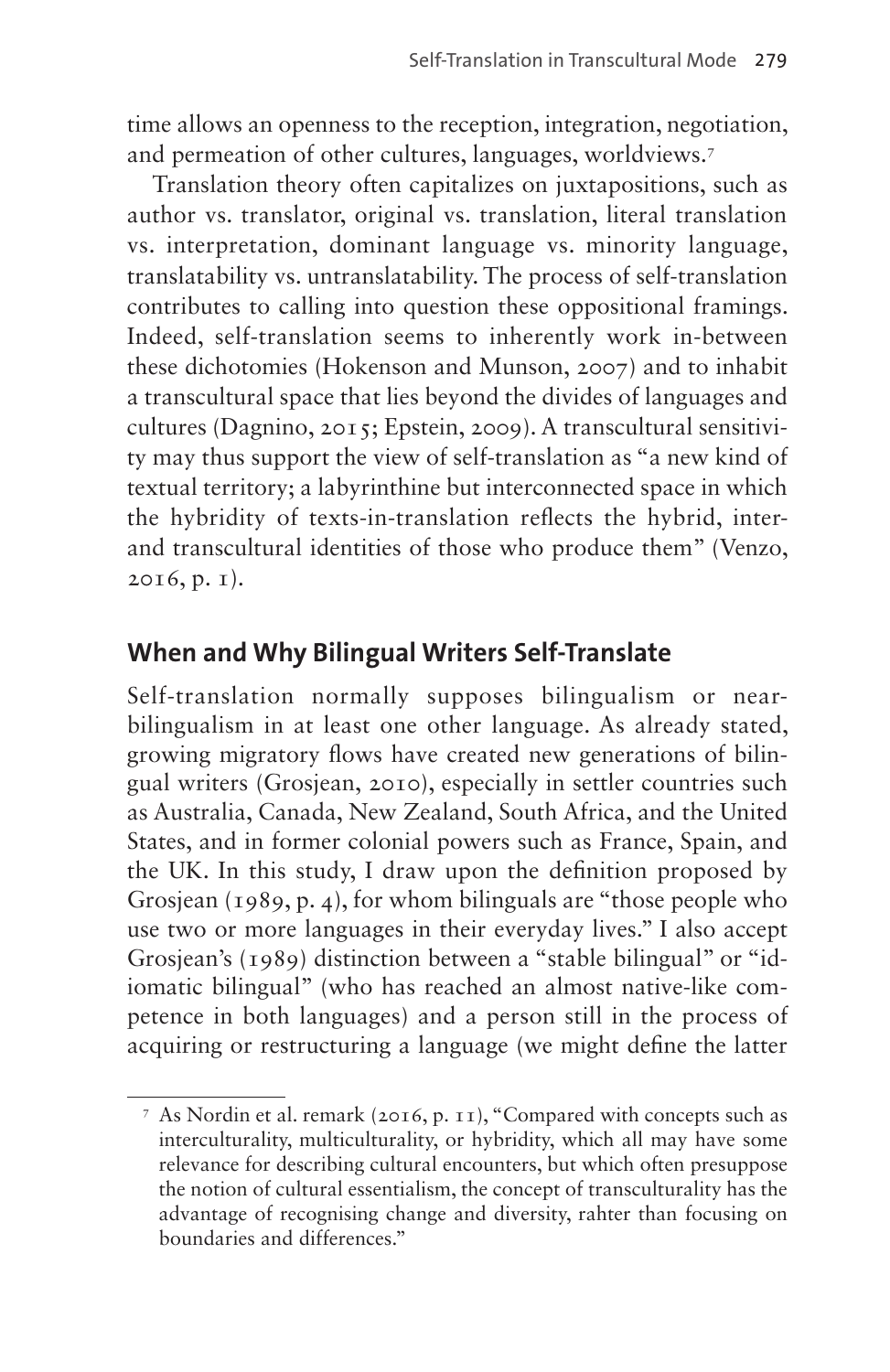time allows an openness to the reception, integration, negotiation, and permeation of other cultures, languages, worldviews.[7]

Translation theory often capitalizes on juxtapositions, such as author vs. translator, original vs. translation, literal translation vs. interpretation, dominant language vs. minority language, translatability vs. untranslatability. The process of self-translation contributes to calling into question these oppositional framings. Indeed, self-translation seems to inherently work in-between these dichotomies (Hokenson and Munson, 2007) and to inhabit a transcultural space that lies beyond the divides of languages and cultures (Dagnino, 2015; Epstein, 2009). A transcultural sensitivity may thus support the view of self-translation as "a new kind of textual territory; a labyrinthine but interconnected space in which the hybridity of texts-in-translation reflects the hybrid, inter- and transcultural identities of those who produce them" (Venzo, 2016, p. 1).

## When and Why Bilingual Writers Self-Translate

Self-translation normally supposes bilingualism or near-bilingualism in at least one other language. As already stated, growing migratory flows have created new generations of bilingual writers (Grosjean, 2010), especially in settler countries such as Australia, Canada, New Zealand, South Africa, and the United States, and in former colonial powers such as France, Spain, and the UK. In this study, I draw upon the definition proposed by Grosjean (1989, p. 4), for whom bilinguals are "those people who use two or more languages in their everyday lives." I also accept Grosjean's (1989) distinction between a "stable bilingual" or "idiomatic bilingual" (who has reached an almost native-like competence in both languages) and a person still in the process of acquiring or restructuring a language (we might define the latter

[7] As Nordin et al. remark (2016, p. 11), "Compared with concepts such as interculturality, multiculturality, or hybridity, which all may have some relevance for describing cultural encounters, but which often presuppose the notion of cultural essentialism, the concept of transculturality has the advantage of recognising change and diversity, rahter than focusing on boundaries and differences."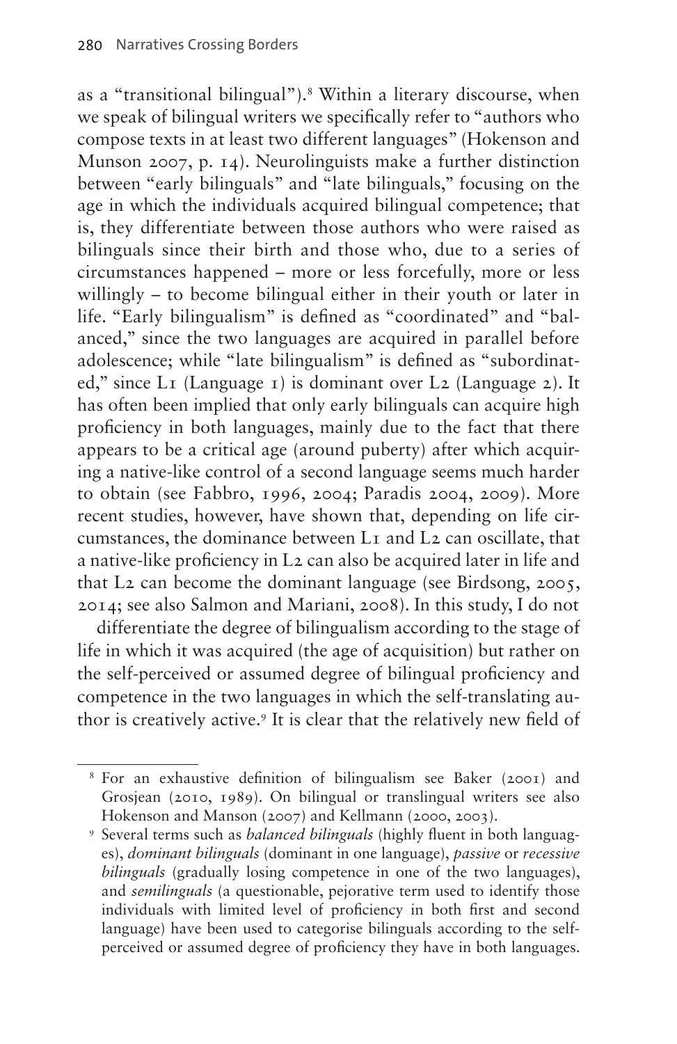as a "transitional bilingual").[8] Within a literary discourse, when we speak of bilingual writers we specifically refer to "authors who compose texts in at least two different languages" (Hokenson and Munson 2007, p. 14). Neurolinguists make a further distinction between "early bilinguals" and "late bilinguals," focusing on the age in which the individuals acquired bilingual competence; that is, they differentiate between those authors who were raised as bilinguals since their birth and those who, due to a series of circumstances happened – more or less forcefully, more or less willingly – to become bilingual either in their youth or later in life. "Early bilingualism" is defined as "coordinated" and "balanced," since the two languages are acquired in parallel before adolescence; while "late bilingualism" is defined as "subordinated," since L1 (Language 1) is dominant over L2 (Language 2). It has often been implied that only early bilinguals can acquire high proficiency in both languages, mainly due to the fact that there appears to be a critical age (around puberty) after which acquiring a native-like control of a second language seems much harder to obtain (see Fabbro, 1996, 2004; Paradis 2004, 2009). More recent studies, however, have shown that, depending on life circumstances, the dominance between L1 and L2 can oscillate, that a native-like proficiency in L2 can also be acquired later in life and that L2 can become the dominant language (see Birdsong, 2005, 2014; see also Salmon and Mariani, 2008). In this study, I do not

differentiate the degree of bilingualism according to the stage of life in which it was acquired (the age of acquisition) but rather on the self-perceived or assumed degree of bilingual proficiency and competence in the two languages in which the self-translating author is creatively active.[9] It is clear that the relatively new field of

[8] For an exhaustive definition of bilingualism see Baker (2001) and Grosjean (2010, 1989). On bilingual or translingual writers see also Hokenson and Manson (2007) and Kellmann (2000, 2003).

[9] Several terms such as *balanced bilinguals* (highly fluent in both languages), *dominant bilinguals* (dominant in one language), *passive* or *recessive bilinguals* (gradually losing competence in one of the two languages), and *semilinguals* (a questionable, pejorative term used to identify those individuals with limited level of proficiency in both first and second language) have been used to categorise bilinguals according to the self-perceived or assumed degree of proficiency they have in both languages.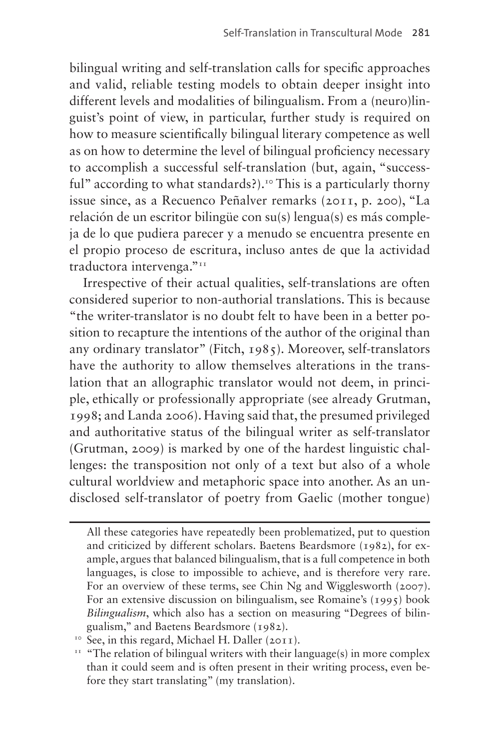bilingual writing and self-translation calls for specific approaches and valid, reliable testing models to obtain deeper insight into different levels and modalities of bilingualism. From a (neuro)linguist's point of view, in particular, further study is required on how to measure scientifically bilingual literary competence as well as on how to determine the level of bilingual proficiency necessary to accomplish a successful self-translation (but, again, "successful" according to what standards?).[10] This is a particularly thorny issue since, as a Recuenco Peñalver remarks (2011, p. 200), "La relación de un escritor bilingüe con su(s) lengua(s) es más compleja de lo que pudiera parecer y a menudo se encuentra presente en el propio proceso de escritura, incluso antes de que la actividad traductora intervenga."[11]

Irrespective of their actual qualities, self-translations are often considered superior to non-authorial translations. This is because "the writer-translator is no doubt felt to have been in a better position to recapture the intentions of the author of the original than any ordinary translator" (Fitch, 1985). Moreover, self-translators have the authority to allow themselves alterations in the translation that an allographic translator would not deem, in principle, ethically or professionally appropriate (see already Grutman, 1998; and Landa 2006). Having said that, the presumed privileged and authoritative status of the bilingual writer as self-translator (Grutman, 2009) is marked by one of the hardest linguistic challenges: the transposition not only of a text but also of a whole cultural worldview and metaphoric space into another. As an undisclosed self-translator of poetry from Gaelic (mother tongue)

All these categories have repeatedly been problematized, put to question and criticized by different scholars. Baetens Beardsmore (1982), for example, argues that balanced bilingualism, that is a full competence in both languages, is close to impossible to achieve, and is therefore very rare. For an overview of these terms, see Chin Ng and Wigglesworth (2007). For an extensive discussion on bilingualism, see Romaine's (1995) book *Bilingualism*, which also has a section on measuring "Degrees of bilingualism," and Baetens Beardsmore (1982).

[10] See, in this regard, Michael H. Daller (2011).

[11] "The relation of bilingual writers with their language(s) in more complex than it could seem and is often present in their writing process, even before they start translating" (my translation).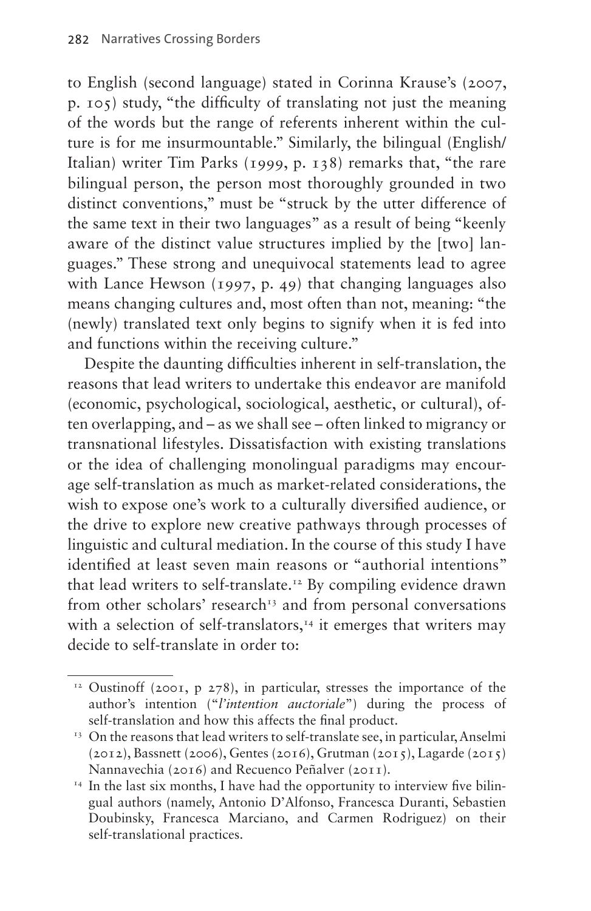to English (second language) stated in Corinna Krause's (2007, p. 105) study, "the difficulty of translating not just the meaning of the words but the range of referents inherent within the culture is for me insurmountable." Similarly, the bilingual (English/Italian) writer Tim Parks (1999, p. 138) remarks that, "the rare bilingual person, the person most thoroughly grounded in two distinct conventions," must be "struck by the utter difference of the same text in their two languages" as a result of being "keenly aware of the distinct value structures implied by the [two] languages." These strong and unequivocal statements lead to agree with Lance Hewson (1997, p. 49) that changing languages also means changing cultures and, most often than not, meaning: "the (newly) translated text only begins to signify when it is fed into and functions within the receiving culture."

Despite the daunting difficulties inherent in self-translation, the reasons that lead writers to undertake this endeavor are manifold (economic, psychological, sociological, aesthetic, or cultural), often overlapping, and – as we shall see – often linked to migrancy or transnational lifestyles. Dissatisfaction with existing translations or the idea of challenging monolingual paradigms may encourage self-translation as much as market-related considerations, the wish to expose one's work to a culturally diversified audience, or the drive to explore new creative pathways through processes of linguistic and cultural mediation. In the course of this study I have identified at least seven main reasons or "authorial intentions" that lead writers to self-translate.[12] By compiling evidence drawn from other scholars' research[13] and from personal conversations with a selection of self-translators,[14] it emerges that writers may decide to self-translate in order to:

---

[12] Oustinoff (2001, p 278), in particular, stresses the importance of the author's intention ("*l'intention auctoriale*") during the process of self-translation and how this affects the final product.

[13] On the reasons that lead writers to self-translate see, in particular, Anselmi (2012), Bassnett (2006), Gentes (2016), Grutman (2015), Lagarde (2015) Nannavechia (2016) and Recuenco Peñalver (2011).

[14] In the last six months, I have had the opportunity to interview five bilingual authors (namely, Antonio D'Alfonso, Francesca Duranti, Sebastien Doubinsky, Francesca Marciano, and Carmen Rodriguez) on their self-translational practices.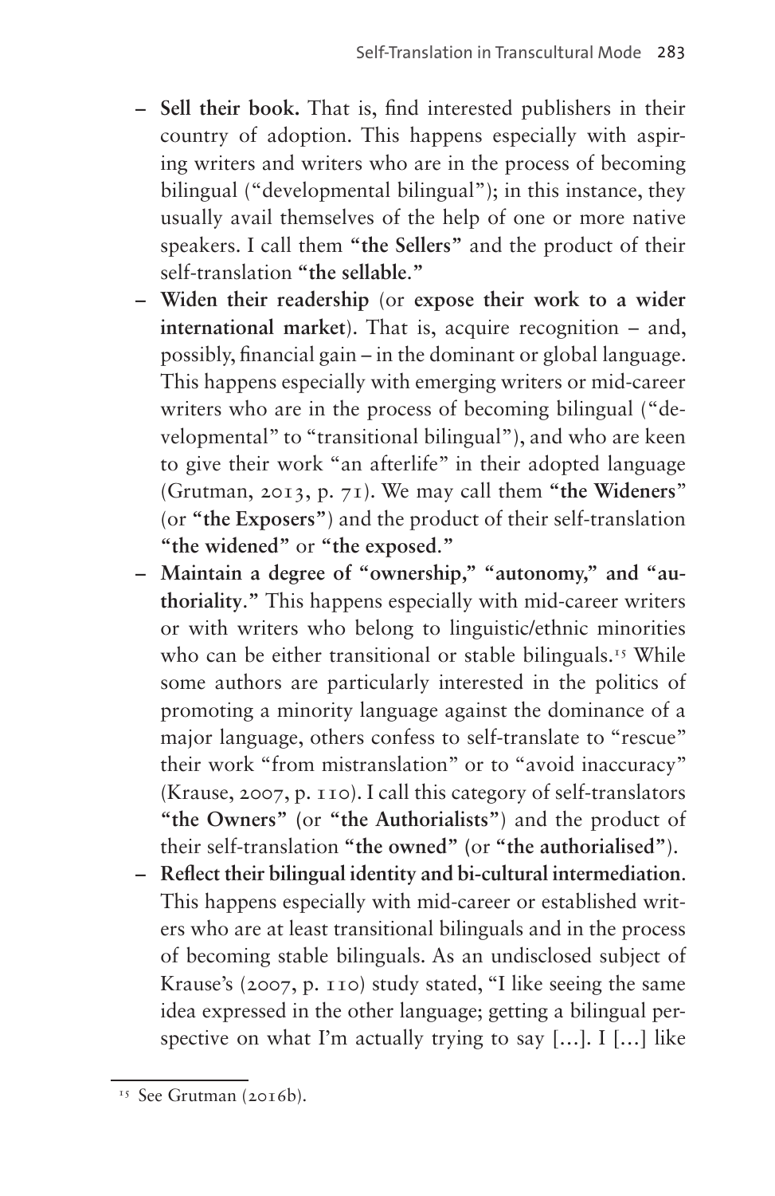- **Sell their book.** That is, find interested publishers in their country of adoption. This happens especially with aspiring writers and writers who are in the process of becoming bilingual ("developmental bilingual"); in this instance, they usually avail themselves of the help of one or more native speakers. I call them **"the Sellers"** and the product of their self-translation **"the sellable."**
- **Widen their readership** (or **expose their work to a wider international market**). That is, acquire recognition – and, possibly, financial gain – in the dominant or global language. This happens especially with emerging writers or mid-career writers who are in the process of becoming bilingual ("developmental" to "transitional bilingual"), and who are keen to give their work "an afterlife" in their adopted language (Grutman, 2013, p. 71). We may call them **"the Wideners"** (or **"the Exposers"**) and the product of their self-translation **"the widened"** or **"the exposed."**
- **Maintain a degree of "ownership," "autonomy," and "authoriality."** This happens especially with mid-career writers or with writers who belong to linguistic/ethnic minorities who can be either transitional or stable bilinguals.[15] While some authors are particularly interested in the politics of promoting a minority language against the dominance of a major language, others confess to self-translate to "rescue" their work "from mistranslation" or to "avoid inaccuracy" (Krause, 2007, p. 110). I call this category of self-translators **"the Owners"** (or **"the Authorialists"**) and the product of their self-translation **"the owned"** (or **"the authorialised"**).
- **Reflect their bilingual identity and bi-cultural intermediation.** This happens especially with mid-career or established writers who are at least transitional bilinguals and in the process of becoming stable bilinguals. As an undisclosed subject of Krause's (2007, p. 110) study stated, "I like seeing the same idea expressed in the other language; getting a bilingual perspective on what I'm actually trying to say […]. I […] like

[15] See Grutman (2016b).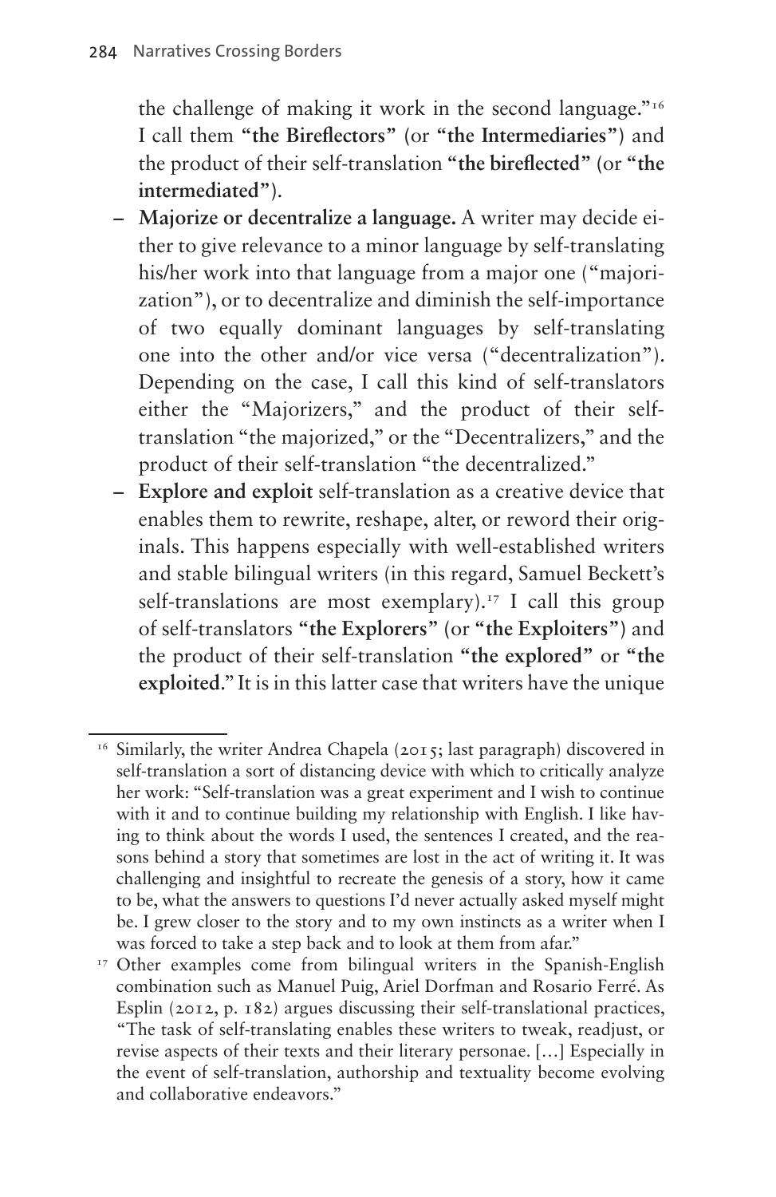the challenge of making it work in the second language."[16] I call them **"the Bireflectors"** (or **"the Intermediaries"**) and the product of their self-translation **"the bireflected"** (or **"the intermediated"**).

- **Majorize or decentralize a language.** A writer may decide either to give relevance to a minor language by self-translating his/her work into that language from a major one ("majorization"), or to decentralize and diminish the self-importance of two equally dominant languages by self-translating one into the other and/or vice versa ("decentralization"). Depending on the case, I call this kind of self-translators either the "Majorizers," and the product of their self-translation "the majorized," or the "Decentralizers," and the product of their self-translation "the decentralized."
- **Explore and exploit** self-translation as a creative device that enables them to rewrite, reshape, alter, or reword their originals. This happens especially with well-established writers and stable bilingual writers (in this regard, Samuel Beckett's self-translations are most exemplary).[17] I call this group of self-translators **"the Explorers"** (or **"the Exploiters"**) and the product of their self-translation **"the explored"** or **"the exploited**." It is in this latter case that writers have the unique

---

[16] Similarly, the writer Andrea Chapela (2015; last paragraph) discovered in self-translation a sort of distancing device with which to critically analyze her work: "Self-translation was a great experiment and I wish to continue with it and to continue building my relationship with English. I like having to think about the words I used, the sentences I created, and the reasons behind a story that sometimes are lost in the act of writing it. It was challenging and insightful to recreate the genesis of a story, how it came to be, what the answers to questions I'd never actually asked myself might be. I grew closer to the story and to my own instincts as a writer when I was forced to take a step back and to look at them from afar."

[17] Other examples come from bilingual writers in the Spanish-English combination such as Manuel Puig, Ariel Dorfman and Rosario Ferré. As Esplin (2012, p. 182) argues discussing their self-translational practices, "The task of self-translating enables these writers to tweak, readjust, or revise aspects of their texts and their literary personae. […] Especially in the event of self-translation, authorship and textuality become evolving and collaborative endeavors."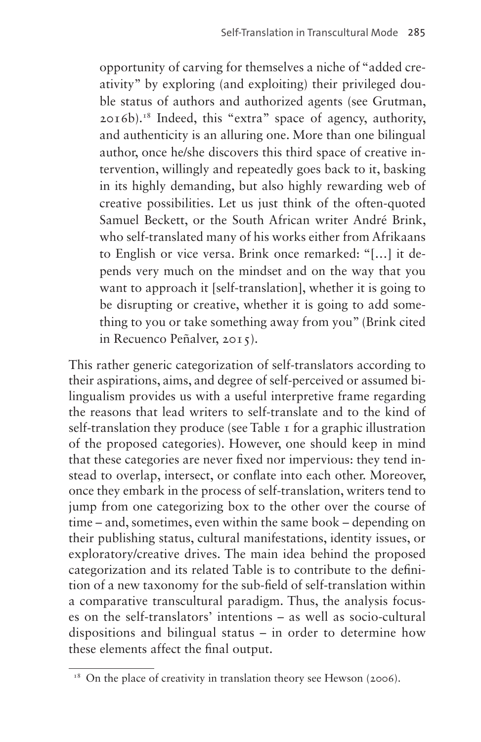> opportunity of carving for themselves a niche of "added creativity" by exploring (and exploiting) their privileged double status of authors and authorized agents (see Grutman, 2016b).[18] Indeed, this "extra" space of agency, authority, and authenticity is an alluring one. More than one bilingual author, once he/she discovers this third space of creative intervention, willingly and repeatedly goes back to it, basking in its highly demanding, but also highly rewarding web of creative possibilities. Let us just think of the often-quoted Samuel Beckett, or the South African writer André Brink, who self-translated many of his works either from Afrikaans to English or vice versa. Brink once remarked: "[…] it depends very much on the mindset and on the way that you want to approach it [self-translation], whether it is going to be disrupting or creative, whether it is going to add something to you or take something away from you" (Brink cited in Recuenco Peñalver, 2015).

This rather generic categorization of self-translators according to their aspirations, aims, and degree of self-perceived or assumed bilingualism provides us with a useful interpretive frame regarding the reasons that lead writers to self-translate and to the kind of self-translation they produce (see Table 1 for a graphic illustration of the proposed categories). However, one should keep in mind that these categories are never fixed nor impervious: they tend instead to overlap, intersect, or conflate into each other. Moreover, once they embark in the process of self-translation, writers tend to jump from one categorizing box to the other over the course of time – and, sometimes, even within the same book – depending on their publishing status, cultural manifestations, identity issues, or exploratory/creative drives. The main idea behind the proposed categorization and its related Table is to contribute to the definition of a new taxonomy for the sub-field of self-translation within a comparative transcultural paradigm. Thus, the analysis focuses on the self-translators' intentions – as well as socio-cultural dispositions and bilingual status – in order to determine how these elements affect the final output.

---

[18] On the place of creativity in translation theory see Hewson (2006).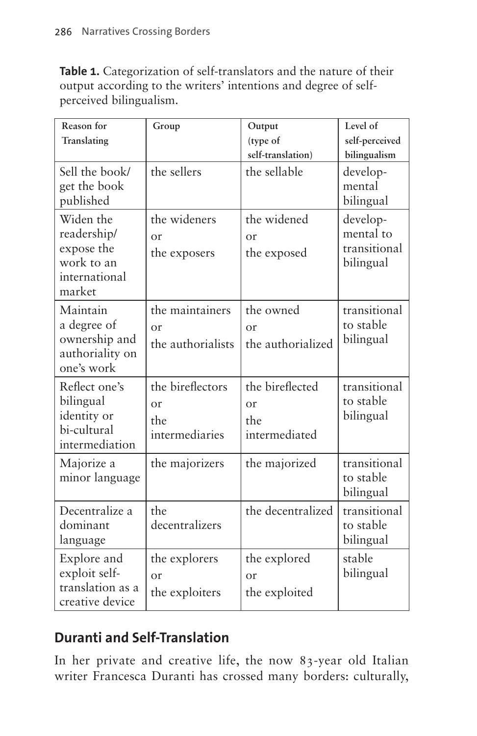**Table 1.** Categorization of self-translators and the nature of their output according to the writers' intentions and degree of self-perceived bilingualism.

| Reason for Translating | Group | Output (type of self-translation) | Level of self-perceived bilingualism |
|---|---|---|---|
| Sell the book/ get the book published | the sellers | the sellable | developmental bilingual |
| Widen the readership/ expose the work to an international market | the wideners or the exposers | the widened or the exposed | developmental to transitional bilingual |
| Maintain a degree of ownership and authoriality on one's work | the maintainers or the authorialists | the owned or the authorialized | transitional to stable bilingual |
| Reflect one's bilingual identity or bi-cultural intermediation | the bireflectors or the intermediaries | the bireflected or the intermediated | transitional to stable bilingual |
| Majorize a minor language | the majorizers | the majorized | transitional to stable bilingual |
| Decentralize a dominant language | the decentralizers | the decentralized | transitional to stable bilingual |
| Explore and exploit self-translation as a creative device | the explorers or the exploiters | the explored or the exploited | stable bilingual |

## Duranti and Self-Translation

In her private and creative life, the now 83-year old Italian writer Francesca Duranti has crossed many borders: culturally,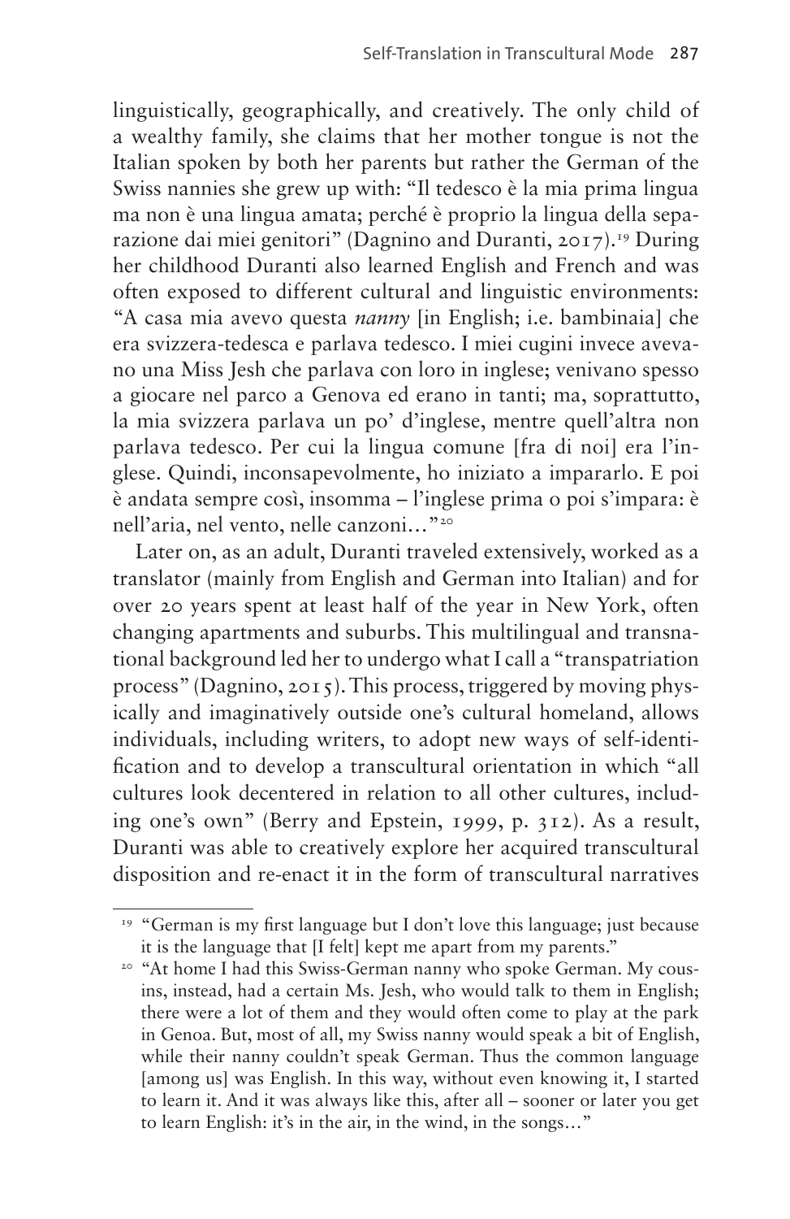linguistically, geographically, and creatively. The only child of a wealthy family, she claims that her mother tongue is not the Italian spoken by both her parents but rather the German of the Swiss nannies she grew up with: "Il tedesco è la mia prima lingua ma non è una lingua amata; perché è proprio la lingua della separazione dai miei genitori" (Dagnino and Duranti, 2017).[19] During her childhood Duranti also learned English and French and was often exposed to different cultural and linguistic environments: "A casa mia avevo questa *nanny* [in English; i.e. bambinaia] che era svizzera-tedesca e parlava tedesco. I miei cugini invece avevano una Miss Jesh che parlava con loro in inglese; venivano spesso a giocare nel parco a Genova ed erano in tanti; ma, soprattutto, la mia svizzera parlava un po' d'inglese, mentre quell'altra non parlava tedesco. Per cui la lingua comune [fra di noi] era l'inglese. Quindi, inconsapevolmente, ho iniziato a impararlo. E poi è andata sempre così, insomma – l'inglese prima o poi s'impara: è nell'aria, nel vento, nelle canzoni…"[20]

Later on, as an adult, Duranti traveled extensively, worked as a translator (mainly from English and German into Italian) and for over 20 years spent at least half of the year in New York, often changing apartments and suburbs. This multilingual and transnational background led her to undergo what I call a "transpatriation process" (Dagnino, 2015). This process, triggered by moving physically and imaginatively outside one's cultural homeland, allows individuals, including writers, to adopt new ways of self-identification and to develop a transcultural orientation in which "all cultures look decentered in relation to all other cultures, including one's own" (Berry and Epstein, 1999, p. 312). As a result, Duranti was able to creatively explore her acquired transcultural disposition and re-enact it in the form of transcultural narratives

[19] "German is my first language but I don't love this language; just because it is the language that [I felt] kept me apart from my parents."

[20] "At home I had this Swiss-German nanny who spoke German. My cousins, instead, had a certain Ms. Jesh, who would talk to them in English; there were a lot of them and they would often come to play at the park in Genoa. But, most of all, my Swiss nanny would speak a bit of English, while their nanny couldn't speak German. Thus the common language [among us] was English. In this way, without even knowing it, I started to learn it. And it was always like this, after all – sooner or later you get to learn English: it's in the air, in the wind, in the songs…"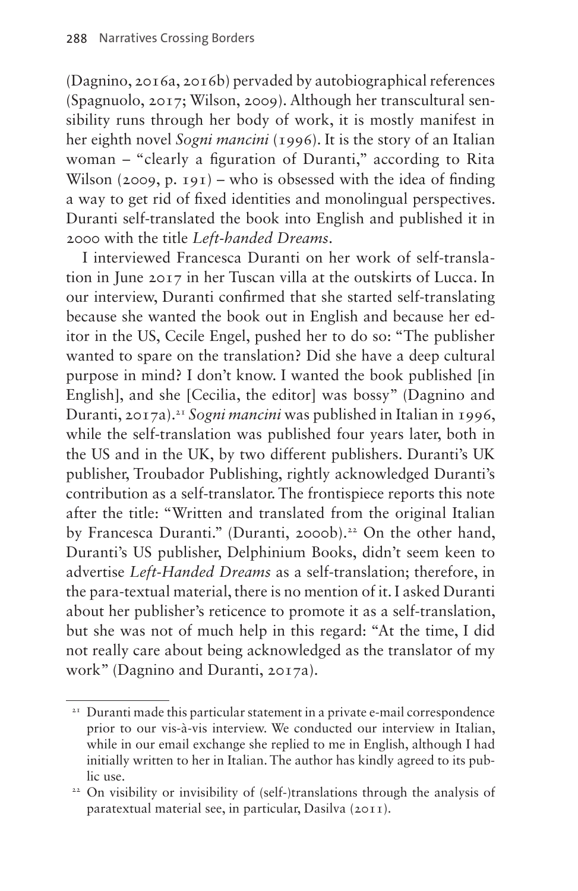(Dagnino, 2016a, 2016b) pervaded by autobiographical references (Spagnuolo, 2017; Wilson, 2009). Although her transcultural sensibility runs through her body of work, it is mostly manifest in her eighth novel *Sogni mancini* (1996). It is the story of an Italian woman – "clearly a figuration of Duranti," according to Rita Wilson (2009, p. 191) – who is obsessed with the idea of finding a way to get rid of fixed identities and monolingual perspectives. Duranti self-translated the book into English and published it in 2000 with the title *Left-handed Dreams*.

I interviewed Francesca Duranti on her work of self-translation in June 2017 in her Tuscan villa at the outskirts of Lucca. In our interview, Duranti confirmed that she started self-translating because she wanted the book out in English and because her editor in the US, Cecile Engel, pushed her to do so: "The publisher wanted to spare on the translation? Did she have a deep cultural purpose in mind? I don't know. I wanted the book published [in English], and she [Cecilia, the editor] was bossy" (Dagnino and Duranti, 2017a).[21] *Sogni mancini* was published in Italian in 1996, while the self-translation was published four years later, both in the US and in the UK, by two different publishers. Duranti's UK publisher, Troubador Publishing, rightly acknowledged Duranti's contribution as a self-translator. The frontispiece reports this note after the title: "Written and translated from the original Italian by Francesca Duranti." (Duranti, 2000b).[22] On the other hand, Duranti's US publisher, Delphinium Books, didn't seem keen to advertise *Left-Handed Dreams* as a self-translation; therefore, in the para-textual material, there is no mention of it. I asked Duranti about her publisher's reticence to promote it as a self-translation, but she was not of much help in this regard: "At the time, I did not really care about being acknowledged as the translator of my work" (Dagnino and Duranti, 2017a).

---

[21] Duranti made this particular statement in a private e-mail correspondence prior to our vis-à-vis interview. We conducted our interview in Italian, while in our email exchange she replied to me in English, although I had initially written to her in Italian. The author has kindly agreed to its public use.

[22] On visibility or invisibility of (self-)translations through the analysis of paratextual material see, in particular, Dasilva (2011).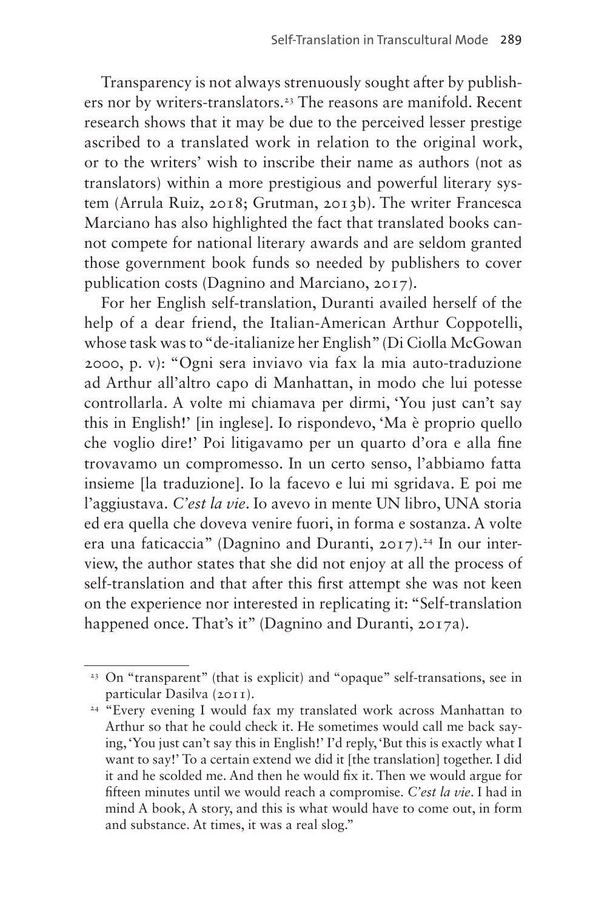Transparency is not always strenuously sought after by publishers nor by writers-translators.[23] The reasons are manifold. Recent research shows that it may be due to the perceived lesser prestige ascribed to a translated work in relation to the original work, or to the writers' wish to inscribe their name as authors (not as translators) within a more prestigious and powerful literary system (Arrula Ruiz, 2018; Grutman, 2013b). The writer Francesca Marciano has also highlighted the fact that translated books cannot compete for national literary awards and are seldom granted those government book funds so needed by publishers to cover publication costs (Dagnino and Marciano, 2017).

For her English self-translation, Duranti availed herself of the help of a dear friend, the Italian-American Arthur Coppotelli, whose task was to "de-italianize her English" (Di Ciolla McGowan 2000, p. v): "Ogni sera inviavo via fax la mia auto-traduzione ad Arthur all'altro capo di Manhattan, in modo che lui potesse controllarla. A volte mi chiamava per dirmi, 'You just can't say this in English!' [in inglese]. Io rispondevo, 'Ma è proprio quello che voglio dire!' Poi litigavamo per un quarto d'ora e alla fine trovavamo un compromesso. In un certo senso, l'abbiamo fatta insieme [la traduzione]. Io la facevo e lui mi sgridava. E poi me l'aggiustava. *C'est la vie*. Io avevo in mente UN libro, UNA storia ed era quella che doveva venire fuori, in forma e sostanza. A volte era una faticaccia" (Dagnino and Duranti, 2017).[24] In our interview, the author states that she did not enjoy at all the process of self-translation and that after this first attempt she was not keen on the experience nor interested in replicating it: "Self-translation happened once. That's it" (Dagnino and Duranti, 2017a).

---

[23] On "transparent" (that is explicit) and "opaque" self-transations, see in particular Dasilva (2011).

[24] "Every evening I would fax my translated work across Manhattan to Arthur so that he could check it. He sometimes would call me back saying, 'You just can't say this in English!' I'd reply, 'But this is exactly what I want to say!' To a certain extend we did it [the translation] together. I did it and he scolded me. And then he would fix it. Then we would argue for fifteen minutes until we would reach a compromise. *C'est la vie*. I had in mind A book, A story, and this is what would have to come out, in form and substance. At times, it was a real slog."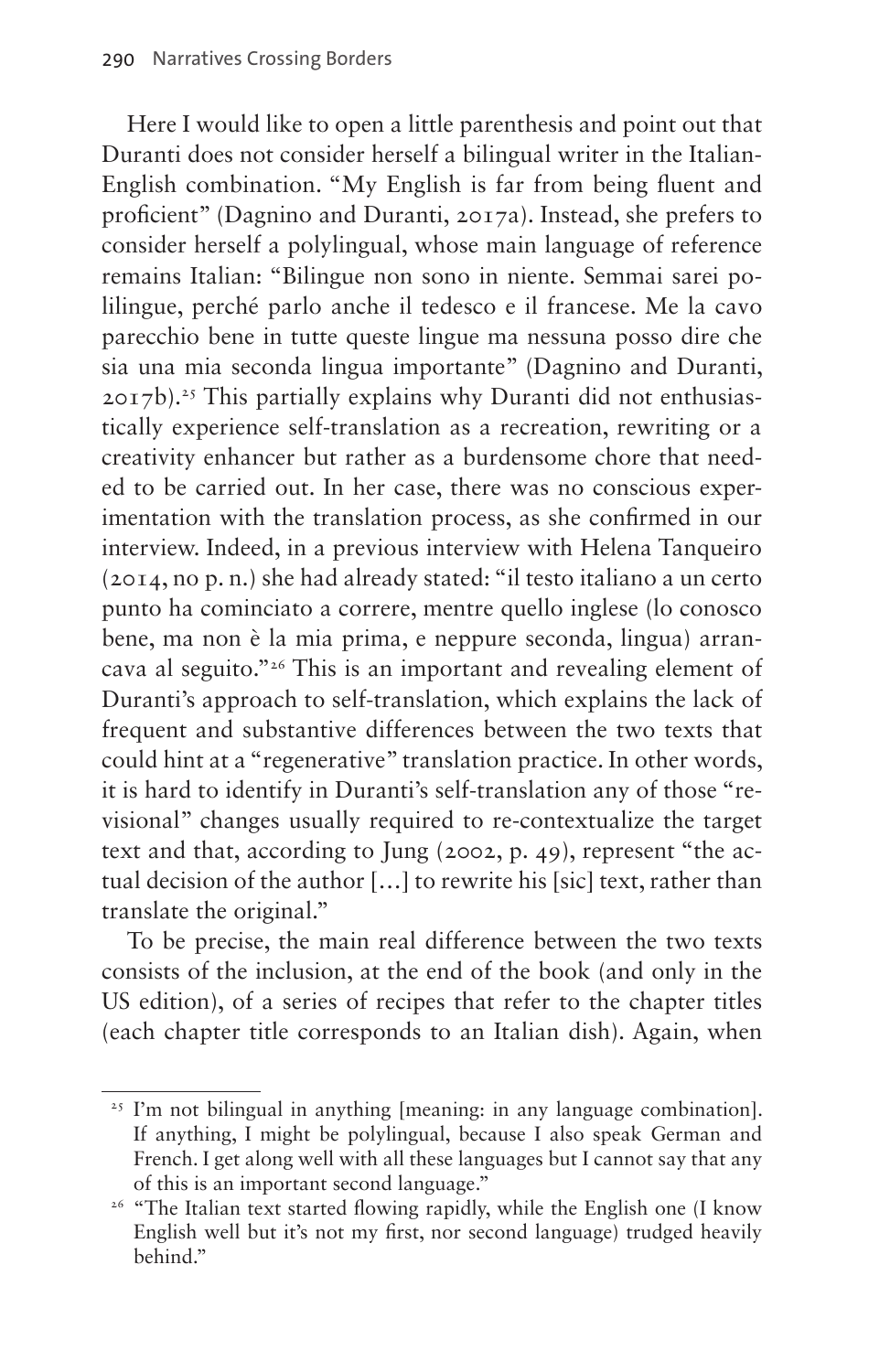Here I would like to open a little parenthesis and point out that Duranti does not consider herself a bilingual writer in the Italian-English combination. "My English is far from being fluent and proficient" (Dagnino and Duranti, 2017a). Instead, she prefers to consider herself a polylingual, whose main language of reference remains Italian: "Bilingue non sono in niente. Semmai sarei polilingue, perché parlo anche il tedesco e il francese. Me la cavo parecchio bene in tutte queste lingue ma nessuna posso dire che sia una mia seconda lingua importante" (Dagnino and Duranti, 2017b).[25] This partially explains why Duranti did not enthusiastically experience self-translation as a recreation, rewriting or a creativity enhancer but rather as a burdensome chore that needed to be carried out. In her case, there was no conscious experimentation with the translation process, as she confirmed in our interview. Indeed, in a previous interview with Helena Tanqueiro (2014, no p. n.) she had already stated: "il testo italiano a un certo punto ha cominciato a correre, mentre quello inglese (lo conosco bene, ma non è la mia prima, e neppure seconda, lingua) arrancava al seguito."[26] This is an important and revealing element of Duranti's approach to self-translation, which explains the lack of frequent and substantive differences between the two texts that could hint at a "regenerative" translation practice. In other words, it is hard to identify in Duranti's self-translation any of those "revisional" changes usually required to re-contextualize the target text and that, according to Jung (2002, p. 49), represent "the actual decision of the author […] to rewrite his [sic] text, rather than translate the original."

To be precise, the main real difference between the two texts consists of the inclusion, at the end of the book (and only in the US edition), of a series of recipes that refer to the chapter titles (each chapter title corresponds to an Italian dish). Again, when

---

[25] I'm not bilingual in anything [meaning: in any language combination]. If anything, I might be polylingual, because I also speak German and French. I get along well with all these languages but I cannot say that any of this is an important second language."

[26] "The Italian text started flowing rapidly, while the English one (I know English well but it's not my first, nor second language) trudged heavily behind."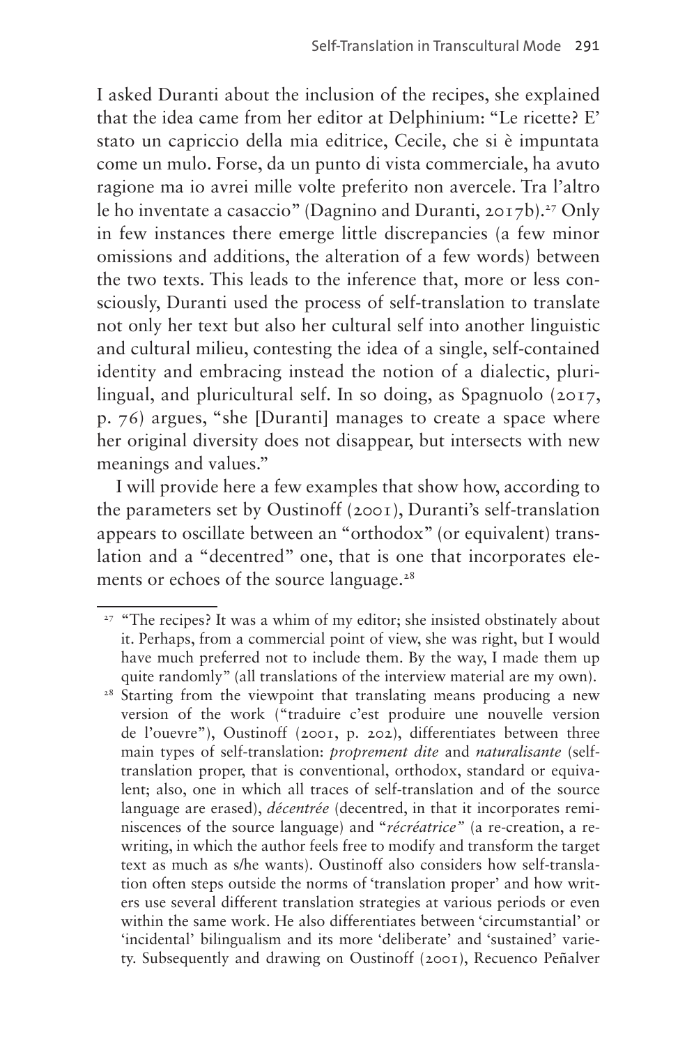I asked Duranti about the inclusion of the recipes, she explained that the idea came from her editor at Delphinium: "Le ricette? E' stato un capriccio della mia editrice, Cecile, che si è impuntata come un mulo. Forse, da un punto di vista commerciale, ha avuto ragione ma io avrei mille volte preferito non avercele. Tra l'altro le ho inventate a casaccio" (Dagnino and Duranti, 2017b).[27] Only in few instances there emerge little discrepancies (a few minor omissions and additions, the alteration of a few words) between the two texts. This leads to the inference that, more or less consciously, Duranti used the process of self-translation to translate not only her text but also her cultural self into another linguistic and cultural milieu, contesting the idea of a single, self-contained identity and embracing instead the notion of a dialectic, plurilingual, and pluricultural self. In so doing, as Spagnuolo (2017, p. 76) argues, "she [Duranti] manages to create a space where her original diversity does not disappear, but intersects with new meanings and values."

I will provide here a few examples that show how, according to the parameters set by Oustinoff (2001), Duranti's self-translation appears to oscillate between an "orthodox" (or equivalent) translation and a "decentred" one, that is one that incorporates elements or echoes of the source language.[28]

[27] "The recipes? It was a whim of my editor; she insisted obstinately about it. Perhaps, from a commercial point of view, she was right, but I would have much preferred not to include them. By the way, I made them up quite randomly" (all translations of the interview material are my own).

[28] Starting from the viewpoint that translating means producing a new version of the work ("traduire c'est produire une nouvelle version de l'ouevre"), Oustinoff (2001, p. 202), differentiates between three main types of self-translation: *proprement dite* and *naturalisante* (self-translation proper, that is conventional, orthodox, standard or equivalent; also, one in which all traces of self-translation and of the source language are erased), *décentrée* (decentred, in that it incorporates reminiscences of the source language) and "*récréatrice*" (a re-creation, a re-writing, in which the author feels free to modify and transform the target text as much as s/he wants). Oustinoff also considers how self-translation often steps outside the norms of 'translation proper' and how writers use several different translation strategies at various periods or even within the same work. He also differentiates between 'circumstantial' or 'incidental' bilingualism and its more 'deliberate' and 'sustained' variety. Subsequently and drawing on Oustinoff (2001), Recuenco Peñalver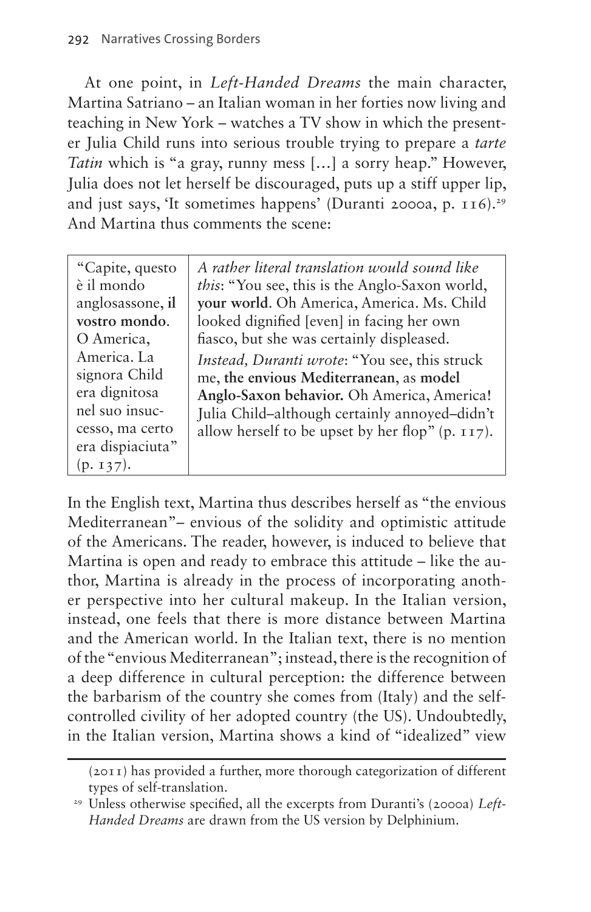At one point, in *Left-Handed Dreams* the main character, Martina Satriano – an Italian woman in her forties now living and teaching in New York – watches a TV show in which the presenter Julia Child runs into serious trouble trying to prepare a *tarte Tatin* which is "a gray, runny mess [...] a sorry heap." However, Julia does not let herself be discouraged, puts up a stiff upper lip, and just says, 'It sometimes happens' (Duranti 2000a, p. 116).[29] And Martina thus comments the scene:

| | |
|---|---|
| "Capite, questo è il mondo anglosassone, **il vostro mondo**. O America, America. La signora Child era dignitosa nel suo insuccesso, ma certo era dispiaciuta" (p. 137). | *A rather literal translation would sound like this*: "You see, this is the Anglo-Saxon world, **your world**. Oh America, America. Ms. Child looked dignified [even] in facing her own fiasco, but she was certainly displeased. *Instead, Duranti wrote*: "You see, this struck me, **the envious Mediterranean**, as **model Anglo-Saxon behavior.** Oh America, America! Julia Child–although certainly annoyed–didn't allow herself to be upset by her flop" (p. 117). |

In the English text, Martina thus describes herself as "the envious Mediterranean"– envious of the solidity and optimistic attitude of the Americans. The reader, however, is induced to believe that Martina is open and ready to embrace this attitude – like the author, Martina is already in the process of incorporating another perspective into her cultural makeup. In the Italian version, instead, one feels that there is more distance between Martina and the American world. In the Italian text, there is no mention of the "envious Mediterranean"; instead, there is the recognition of a deep difference in cultural perception: the difference between the barbarism of the country she comes from (Italy) and the self-controlled civility of her adopted country (the US). Undoubtedly, in the Italian version, Martina shows a kind of "idealized" view

(2011) has provided a further, more thorough categorization of different types of self-translation.

[29] Unless otherwise specified, all the excerpts from Duranti's (2000a) *Left-Handed Dreams* are drawn from the US version by Delphinium.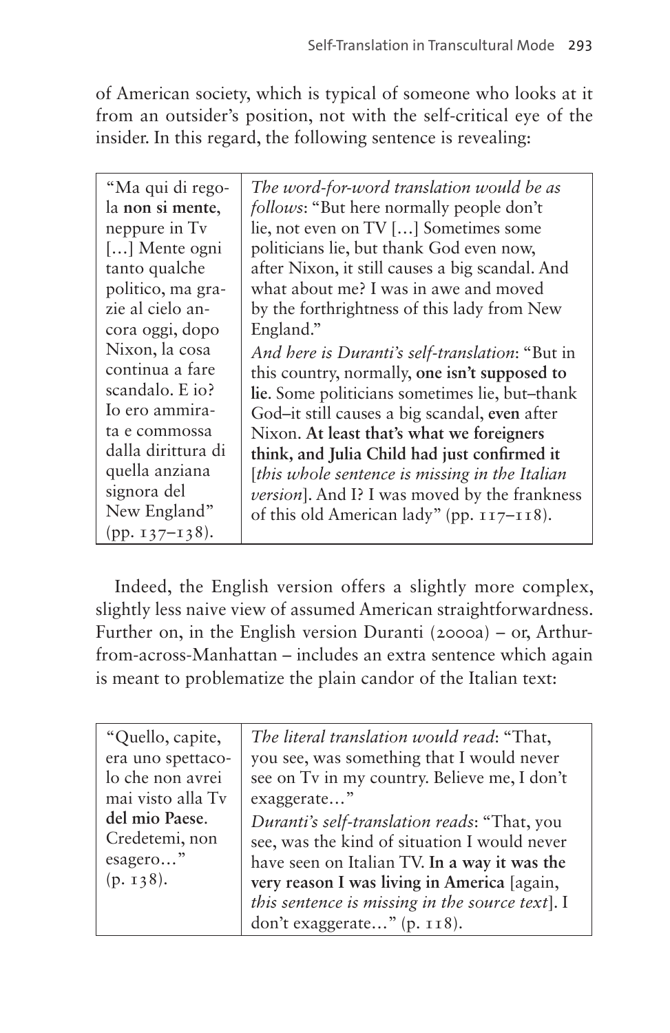of American society, which is typical of someone who looks at it from an outsider's position, not with the self-critical eye of the insider. In this regard, the following sentence is revealing:

| | |
|---|---|
| "Ma qui di regola **non si mente**, neppure in Tv […] Mente ogni tanto qualche politico, ma grazie al cielo ancora oggi, dopo Nixon, la cosa continua a fare scandalo. E io? Io ero ammirata e commossa dalla dirittura di quella anziana signora del New England" (pp. 137–138). | *The word-for-word translation would be as follows*: "But here normally people don't lie, not even on TV […] Sometimes some politicians lie, but thank God even now, after Nixon, it still causes a big scandal. And what about me? I was in awe and moved by the forthrightness of this lady from New England." <br> *And here is Duranti's self-translation*: "But in this country, normally, **one isn't supposed to lie**. Some politicians sometimes lie, but–thank God–it still causes a big scandal, **even** after Nixon. **At least that's what we foreigners think, and Julia Child had just confirmed it** [*this whole sentence is missing in the Italian version*]. And I? I was moved by the frankness of this old American lady" (pp. 117–118). |

Indeed, the English version offers a slightly more complex, slightly less naive view of assumed American straightforwardness. Further on, in the English version Duranti (2000a) – or, Arthur-from-across-Manhattan – includes an extra sentence which again is meant to problematize the plain candor of the Italian text:

| | |
|---|---|
| "Quello, capite, era uno spettacolo che non avrei mai visto alla Tv **del mio Paese**. Credetemi, non esagero…" (p. 138). | *The literal translation would read*: "That, you see, was something that I would never see on Tv in my country. Believe me, I don't exaggerate…" <br> *Duranti's self-translation reads*: "That, you see, was the kind of situation I would never have seen on Italian TV. **In a way it was the very reason I was living in America** [again, *this sentence is missing in the source text*]. I don't exaggerate…" (p. 118). |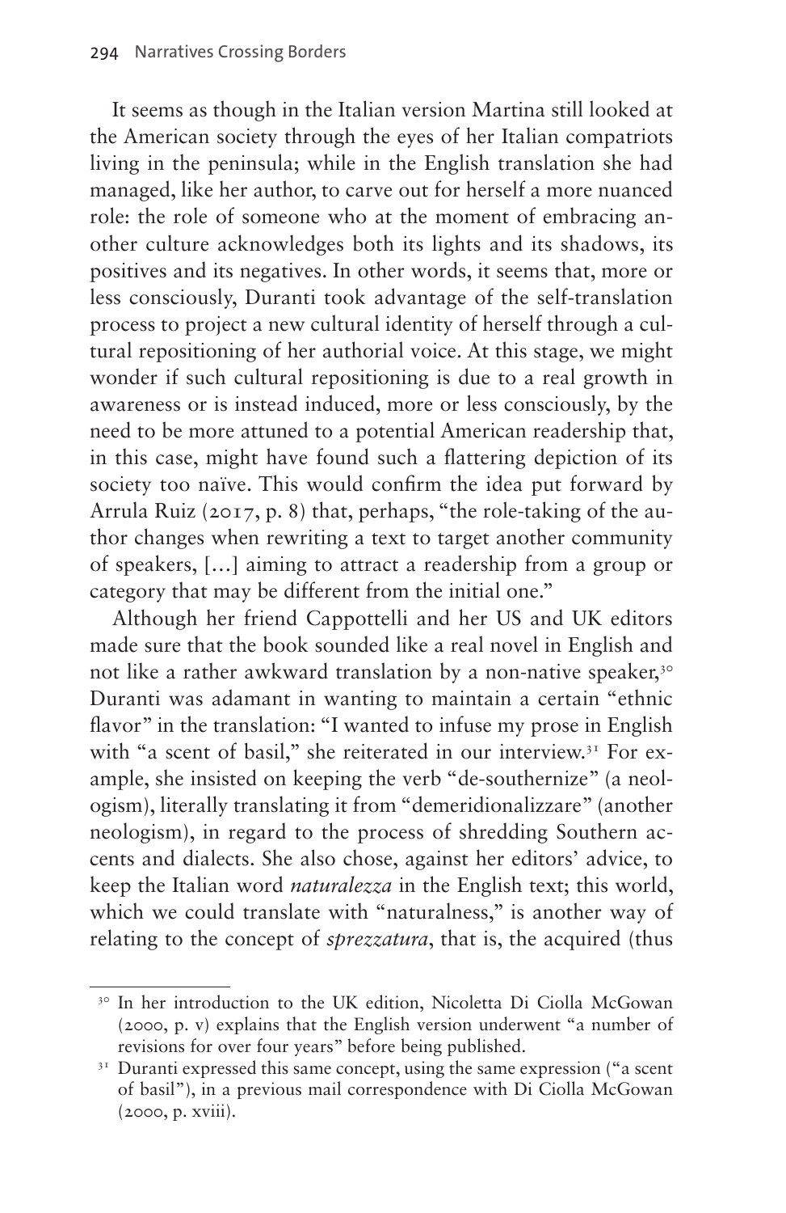It seems as though in the Italian version Martina still looked at the American society through the eyes of her Italian compatriots living in the peninsula; while in the English translation she had managed, like her author, to carve out for herself a more nuanced role: the role of someone who at the moment of embracing another culture acknowledges both its lights and its shadows, its positives and its negatives. In other words, it seems that, more or less consciously, Duranti took advantage of the self-translation process to project a new cultural identity of herself through a cultural repositioning of her authorial voice. At this stage, we might wonder if such cultural repositioning is due to a real growth in awareness or is instead induced, more or less consciously, by the need to be more attuned to a potential American readership that, in this case, might have found such a flattering depiction of its society too naïve. This would confirm the idea put forward by Arrula Ruiz (2017, p. 8) that, perhaps, "the role-taking of the author changes when rewriting a text to target another community of speakers, […] aiming to attract a readership from a group or category that may be different from the initial one."

Although her friend Cappottelli and her US and UK editors made sure that the book sounded like a real novel in English and not like a rather awkward translation by a non-native speaker,[30] Duranti was adamant in wanting to maintain a certain "ethnic flavor" in the translation: "I wanted to infuse my prose in English with "a scent of basil," she reiterated in our interview.[31] For example, she insisted on keeping the verb "de-southernize" (a neologism), literally translating it from "demeridionalizzare" (another neologism), in regard to the process of shredding Southern accents and dialects. She also chose, against her editors' advice, to keep the Italian word *naturalezza* in the English text; this world, which we could translate with "naturalness," is another way of relating to the concept of *sprezzatura*, that is, the acquired (thus

[30] In her introduction to the UK edition, Nicoletta Di Ciolla McGowan (2000, p. v) explains that the English version underwent "a number of revisions for over four years" before being published.

[31] Duranti expressed this same concept, using the same expression ("a scent of basil"), in a previous mail correspondence with Di Ciolla McGowan (2000, p. xviii).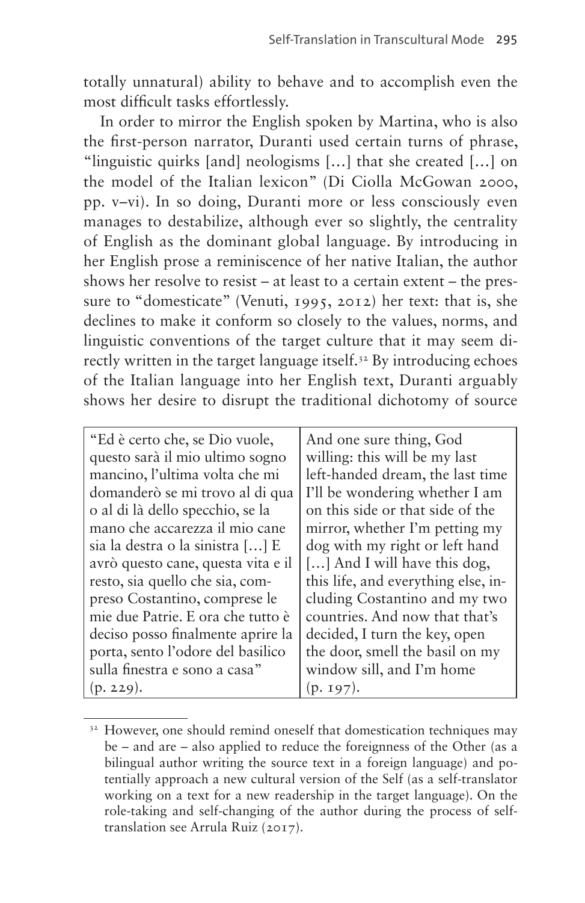totally unnatural) ability to behave and to accomplish even the most difficult tasks effortlessly.

In order to mirror the English spoken by Martina, who is also the first-person narrator, Duranti used certain turns of phrase, "linguistic quirks [and] neologisms […] that she created […] on the model of the Italian lexicon" (Di Ciolla McGowan 2000, pp. v–vi). In so doing, Duranti more or less consciously even manages to destabilize, although ever so slightly, the centrality of English as the dominant global language. By introducing in her English prose a reminiscence of her native Italian, the author shows her resolve to resist – at least to a certain extent – the pressure to "domesticate" (Venuti, 1995, 2012) her text: that is, she declines to make it conform so closely to the values, norms, and linguistic conventions of the target culture that it may seem directly written in the target language itself.[32] By introducing echoes of the Italian language into her English text, Duranti arguably shows her desire to disrupt the traditional dichotomy of source

| "Ed è certo che, se Dio vuole, questo sarà il mio ultimo sogno mancino, l'ultima volta che mi domanderò se mi trovo al di qua o al di là dello specchio, se la mano che accarezza il mio cane sia la destra o la sinistra […] E avrò questo cane, questa vita e il resto, sia quello che sia, compreso Costantino, comprese le mie due Patrie. E ora che tutto è deciso posso finalmente aprire la porta, sento l'odore del basilico sulla finestra e sono a casa" (p. 229). | And one sure thing, God willing: this will be my last left-handed dream, the last time I'll be wondering whether I am on this side or that side of the mirror, whether I'm petting my dog with my right or left hand […] And I will have this dog, this life, and everything else, including Costantino and my two countries. And now that that's decided, I turn the key, open the door, smell the basil on my window sill, and I'm home (p. 197). |
|---|---|

[32] However, one should remind oneself that domestication techniques may be – and are – also applied to reduce the foreignness of the Other (as a bilingual author writing the source text in a foreign language) and potentially approach a new cultural version of the Self (as a self-translator working on a text for a new readership in the target language). On the role-taking and self-changing of the author during the process of self-translation see Arrula Ruiz (2017).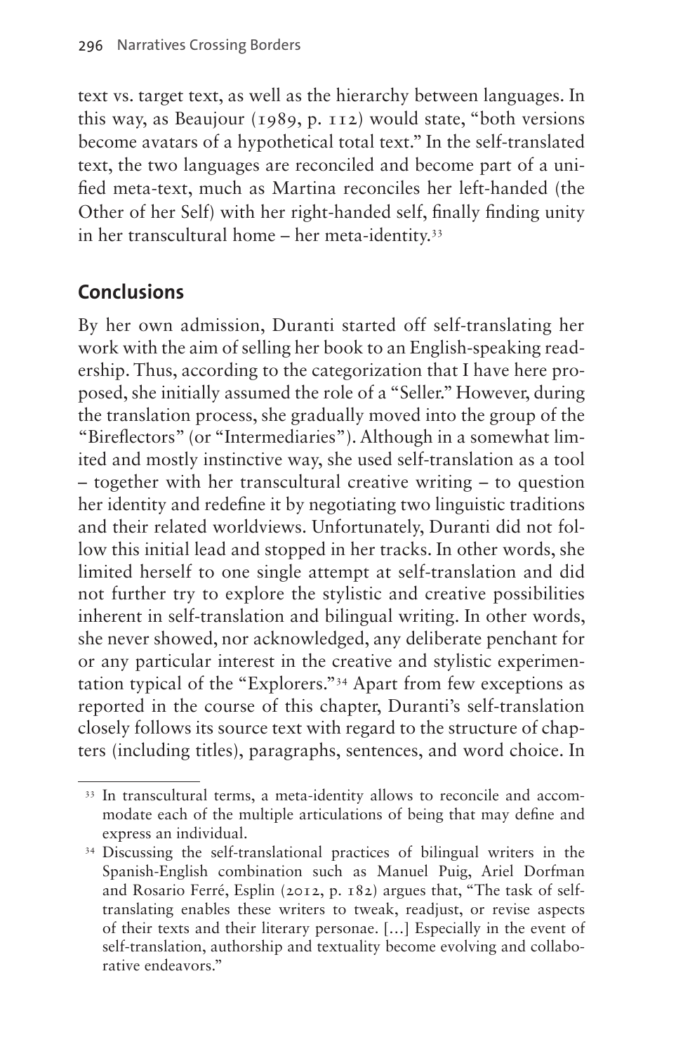text vs. target text, as well as the hierarchy between languages. In this way, as Beaujour (1989, p. 112) would state, "both versions become avatars of a hypothetical total text." In the self-translated text, the two languages are reconciled and become part of a unified meta-text, much as Martina reconciles her left-handed (the Other of her Self) with her right-handed self, finally finding unity in her transcultural home – her meta-identity.[33]

## Conclusions

By her own admission, Duranti started off self-translating her work with the aim of selling her book to an English-speaking readership. Thus, according to the categorization that I have here proposed, she initially assumed the role of a "Seller." However, during the translation process, she gradually moved into the group of the "Bireflectors" (or "Intermediaries"). Although in a somewhat limited and mostly instinctive way, she used self-translation as a tool – together with her transcultural creative writing – to question her identity and redefine it by negotiating two linguistic traditions and their related worldviews. Unfortunately, Duranti did not follow this initial lead and stopped in her tracks. In other words, she limited herself to one single attempt at self-translation and did not further try to explore the stylistic and creative possibilities inherent in self-translation and bilingual writing. In other words, she never showed, nor acknowledged, any deliberate penchant for or any particular interest in the creative and stylistic experimentation typical of the "Explorers."[34] Apart from few exceptions as reported in the course of this chapter, Duranti's self-translation closely follows its source text with regard to the structure of chapters (including titles), paragraphs, sentences, and word choice. In

---

[33] In transcultural terms, a meta-identity allows to reconcile and accommodate each of the multiple articulations of being that may define and express an individual.

[34] Discussing the self-translational practices of bilingual writers in the Spanish-English combination such as Manuel Puig, Ariel Dorfman and Rosario Ferré, Esplin (2012, p. 182) argues that, "The task of self-translating enables these writers to tweak, readjust, or revise aspects of their texts and their literary personae. […] Especially in the event of self-translation, authorship and textuality become evolving and collaborative endeavors."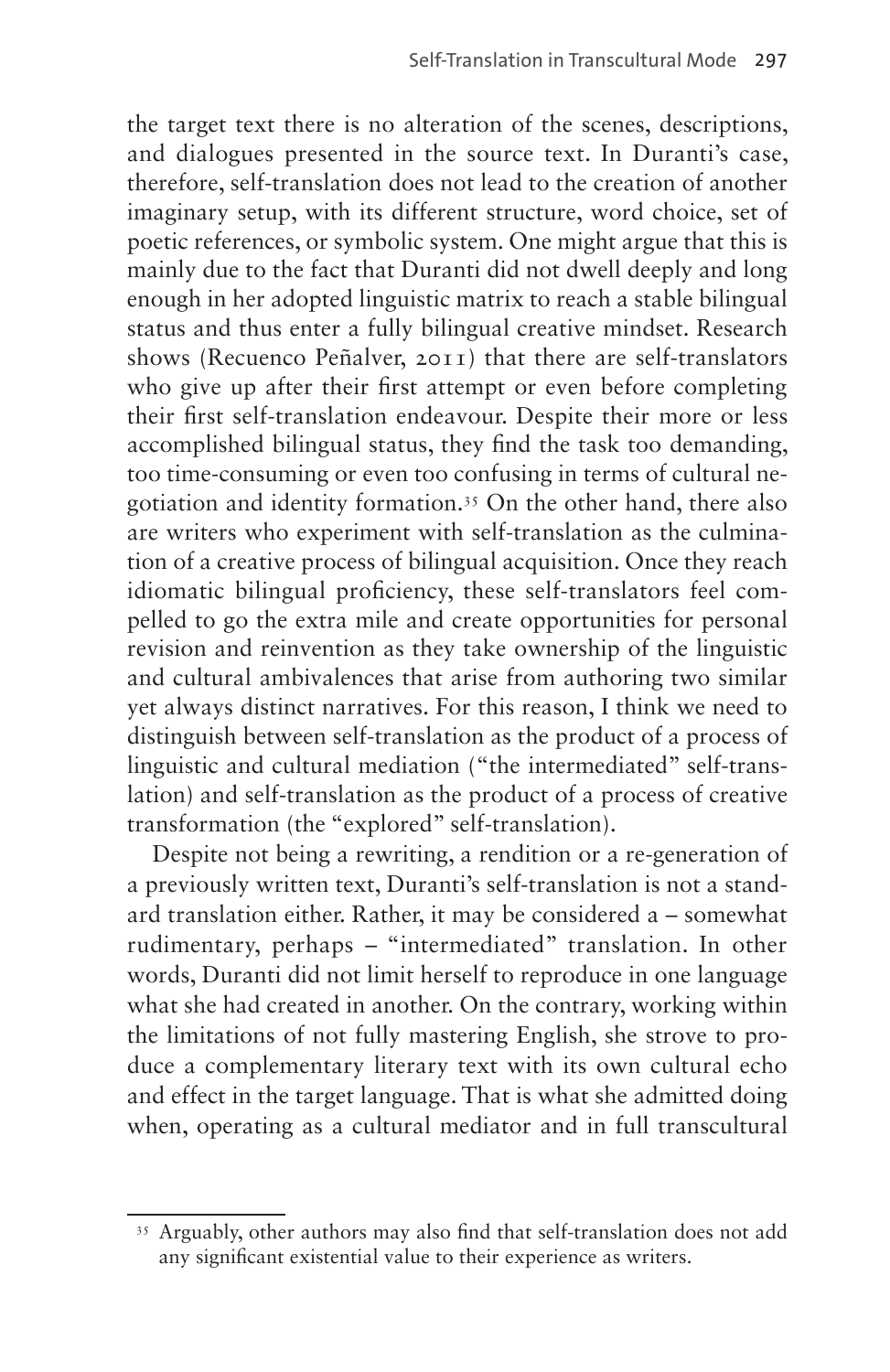the target text there is no alteration of the scenes, descriptions, and dialogues presented in the source text. In Duranti's case, therefore, self-translation does not lead to the creation of another imaginary setup, with its different structure, word choice, set of poetic references, or symbolic system. One might argue that this is mainly due to the fact that Duranti did not dwell deeply and long enough in her adopted linguistic matrix to reach a stable bilingual status and thus enter a fully bilingual creative mindset. Research shows (Recuenco Peñalver, 2011) that there are self-translators who give up after their first attempt or even before completing their first self-translation endeavour. Despite their more or less accomplished bilingual status, they find the task too demanding, too time-consuming or even too confusing in terms of cultural negotiation and identity formation.[35] On the other hand, there also are writers who experiment with self-translation as the culmination of a creative process of bilingual acquisition. Once they reach idiomatic bilingual proficiency, these self-translators feel compelled to go the extra mile and create opportunities for personal revision and reinvention as they take ownership of the linguistic and cultural ambivalences that arise from authoring two similar yet always distinct narratives. For this reason, I think we need to distinguish between self-translation as the product of a process of linguistic and cultural mediation ("the intermediated" self-translation) and self-translation as the product of a process of creative transformation (the "explored" self-translation).

Despite not being a rewriting, a rendition or a re-generation of a previously written text, Duranti's self-translation is not a standard translation either. Rather, it may be considered a – somewhat rudimentary, perhaps – "intermediated" translation. In other words, Duranti did not limit herself to reproduce in one language what she had created in another. On the contrary, working within the limitations of not fully mastering English, she strove to produce a complementary literary text with its own cultural echo and effect in the target language. That is what she admitted doing when, operating as a cultural mediator and in full transcultural

[35] Arguably, other authors may also find that self-translation does not add any significant existential value to their experience as writers.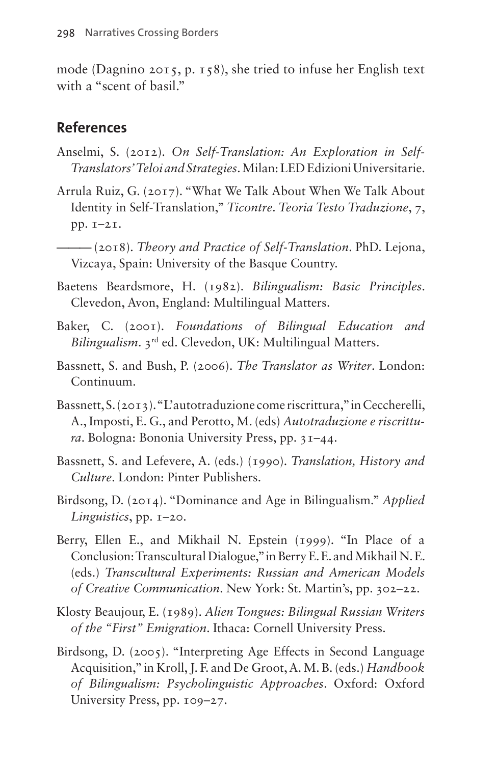mode (Dagnino 2015, p. 158), she tried to infuse her English text with a "scent of basil."

## References

Anselmi, S. (2012). *On Self-Translation: An Exploration in Self-Translators' Teloi and Strategies*. Milan: LED Edizioni Universitarie.

Arrula Ruiz, G. (2017). "What We Talk About When We Talk About Identity in Self-Translation," *Ticontre. Teoria Testo Traduzione*, 7, pp. 1–21.

——— (2018). *Theory and Practice of Self-Translation*. PhD. Lejona, Vizcaya, Spain: University of the Basque Country.

Baetens Beardsmore, H. (1982). *Bilingualism: Basic Principles*. Clevedon, Avon, England: Multilingual Matters.

Baker, C. (2001). *Foundations of Bilingual Education and Bilingualism*. 3rd ed. Clevedon, UK: Multilingual Matters.

Bassnett, S. and Bush, P. (2006). *The Translator as Writer*. London: Continuum.

Bassnett, S. (2013). "L'autotraduzione come riscrittura," in Ceccherelli, A., Imposti, E. G., and Perotto, M. (eds) *Autotraduzione e riscrittura*. Bologna: Bononia University Press, pp. 31–44.

Bassnett, S. and Lefevere, A. (eds.) (1990). *Translation, History and Culture*. London: Pinter Publishers.

Birdsong, D. (2014). "Dominance and Age in Bilingualism." *Applied Linguistics*, pp. 1–20.

Berry, Ellen E., and Mikhail N. Epstein (1999). "In Place of a Conclusion: Transcultural Dialogue," in Berry E. E. and Mikhail N. E. (eds.) *Transcultural Experiments: Russian and American Models of Creative Communication*. New York: St. Martin's, pp. 302–22.

Klosty Beaujour, E. (1989). *Alien Tongues: Bilingual Russian Writers of the "First" Emigration*. Ithaca: Cornell University Press.

Birdsong, D. (2005). "Interpreting Age Effects in Second Language Acquisition," in Kroll, J. F. and De Groot, A. M. B. (eds.) *Handbook of Bilingualism: Psycholinguistic Approaches*. Oxford: Oxford University Press, pp. 109–27.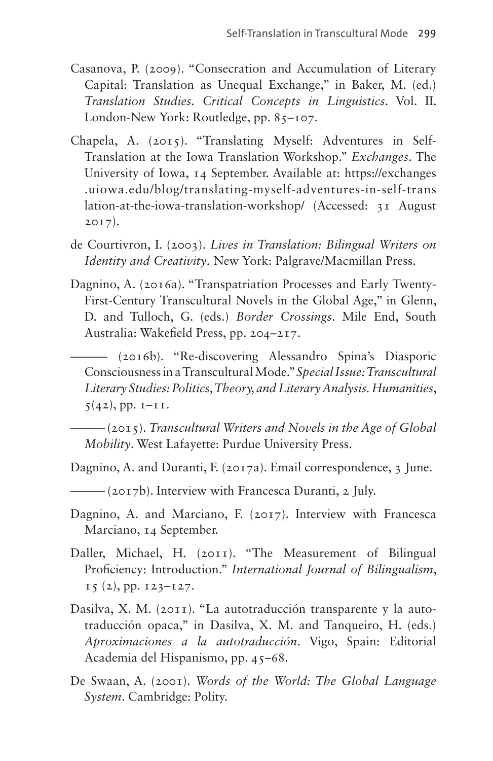Casanova, P. (2009). "Consecration and Accumulation of Literary Capital: Translation as Unequal Exchange," in Baker, M. (ed.) *Translation Studies. Critical Concepts in Linguistics*. Vol. II. London-New York: Routledge, pp. 85–107.

Chapela, A. (2015). "Translating Myself: Adventures in Self-Translation at the Iowa Translation Workshop." *Exchanges*. The University of Iowa, 14 September. Available at: https://exchanges.uiowa.edu/blog/translating-myself-adventures-in-self-translation-at-the-iowa-translation-workshop/ (Accessed: 31 August 2017).

de Courtivron, I. (2003). *Lives in Translation: Bilingual Writers on Identity and Creativity*. New York: Palgrave/Macmillan Press.

Dagnino, A. (2016a). "Transpatriation Processes and Early Twenty-First-Century Transcultural Novels in the Global Age," in Glenn, D. and Tulloch, G. (eds.) *Border Crossings*. Mile End, South Australia: Wakefield Press, pp. 204–217.

——— (2016b). "Re-discovering Alessandro Spina's Diasporic Consciousness in a Transcultural Mode." *Special Issue: Transcultural Literary Studies: Politics, Theory, and Literary Analysis. Humanities*, 5(42), pp. 1–11.

——— (2015). *Transcultural Writers and Novels in the Age of Global Mobility*. West Lafayette: Purdue University Press.

Dagnino, A. and Duranti, F. (2017a). Email correspondence, 3 June.

——— (2017b). Interview with Francesca Duranti, 2 July.

Dagnino, A. and Marciano, F. (2017). Interview with Francesca Marciano, 14 September.

Daller, Michael, H. (2011). "The Measurement of Bilingual Proficiency: Introduction." *International Journal of Bilingualism*, 15 (2), pp. 123–127.

Dasilva, X. M. (2011). "La autotraducción transparente y la autotraducción opaca," in Dasilva, X. M. and Tanqueiro, H. (eds.) *Aproximaciones a la autotraducción*. Vigo, Spain: Editorial Academia del Hispanismo, pp. 45–68.

De Swaan, A. (2001). *Words of the World: The Global Language System*. Cambridge: Polity.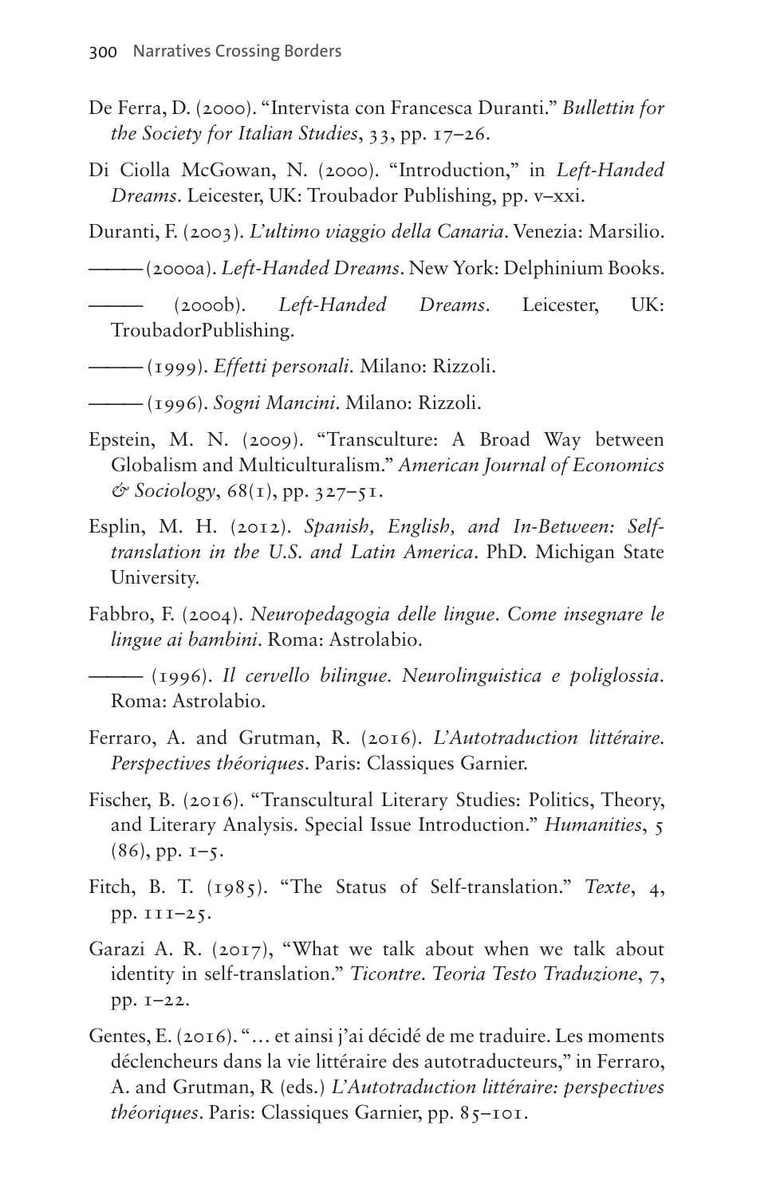De Ferra, D. (2000). “Intervista con Francesca Duranti.” *Bullettin for the Society for Italian Studies*, 33, pp. 17–26.

Di Ciolla McGowan, N. (2000). “Introduction,” in *Left-Handed Dreams*. Leicester, UK: Troubador Publishing, pp. v–xxi.

Duranti, F. (2003). *L’ultimo viaggio della Canaria*. Venezia: Marsilio.

——— (2000a). *Left-Handed Dreams*. New York: Delphinium Books.

——— (2000b). *Left-Handed Dreams*. Leicester, UK: TroubadorPublishing.

——— (1999). *Effetti personali.* Milano: Rizzoli.

——— (1996). *Sogni Mancini*. Milano: Rizzoli.

Epstein, M. N. (2009). “Transculture: A Broad Way between Globalism and Multiculturalism.” *American Journal of Economics & Sociology*, 68(1), pp. 327–51.

Esplin, M. H. (2012). *Spanish, English, and In-Between: Self-translation in the U.S. and Latin America*. PhD. Michigan State University.

Fabbro, F. (2004). *Neuropedagogia delle lingue. Come insegnare le lingue ai bambini*. Roma: Astrolabio.

——— (1996). *Il cervello bilingue. Neurolinguistica e poliglossia*. Roma: Astrolabio.

Ferraro, A. and Grutman, R. (2016). *L’Autotraduction littéraire. Perspectives théoriques*. Paris: Classiques Garnier.

Fischer, B. (2016). “Transcultural Literary Studies: Politics, Theory, and Literary Analysis. Special Issue Introduction.” *Humanities*, 5 (86), pp. 1–5.

Fitch, B. T. (1985). “The Status of Self-translation.” *Texte*, 4, pp. 111–25.

Garazi A. R. (2017), “What we talk about when we talk about identity in self-translation.” *Ticontre. Teoria Testo Traduzione*, 7, pp. 1–22.

Gentes, E. (2016). “… et ainsi j’ai décidé de me traduire. Les moments déclencheurs dans la vie littéraire des autotraducteurs,” in Ferraro, A. and Grutman, R (eds.) *L’Autotraduction littéraire: perspectives théoriques*. Paris: Classiques Garnier, pp. 85–101.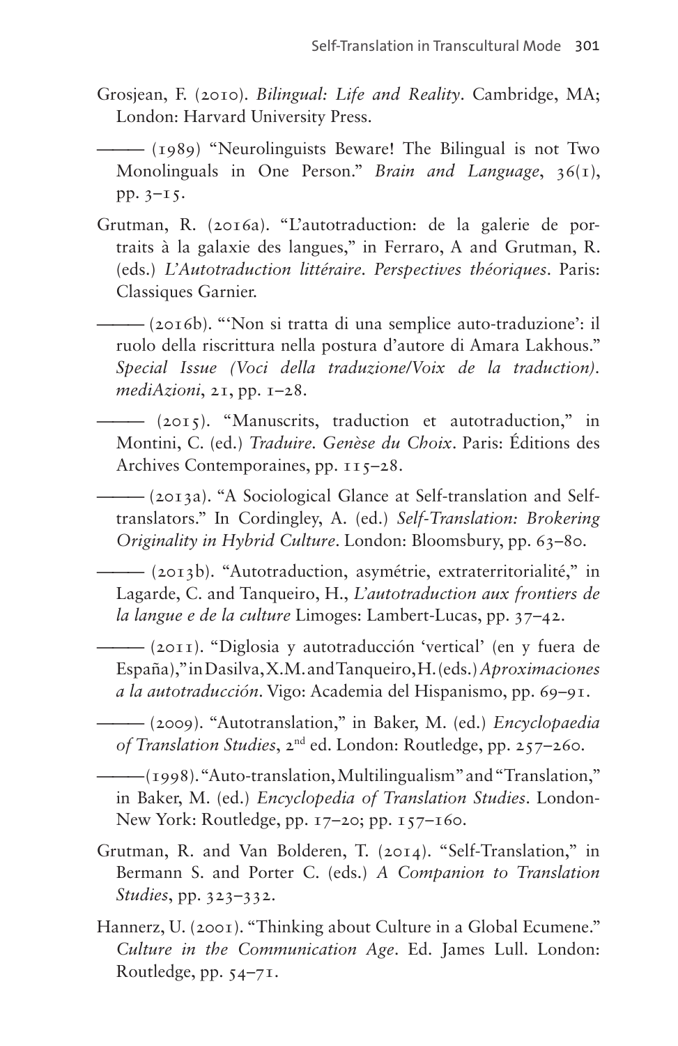Grosjean, F. (2010). *Bilingual: Life and Reality*. Cambridge, MA; London: Harvard University Press.

——— (1989) "Neurolinguists Beware! The Bilingual is not Two Monolinguals in One Person." *Brain and Language*, 36(1), pp. 3–15.

Grutman, R. (2016a). "L'autotraduction: de la galerie de portraits à la galaxie des langues," in Ferraro, A and Grutman, R. (eds.) *L'Autotraduction littéraire. Perspectives théoriques*. Paris: Classiques Garnier.

——— (2016b). "'Non si tratta di una semplice auto-traduzione': il ruolo della riscrittura nella postura d'autore di Amara Lakhous." *Special Issue (Voci della traduzione/Voix de la traduction). mediAzioni*, 21, pp. 1–28.

——— (2015). "Manuscrits, traduction et autotraduction," in Montini, C. (ed.) *Traduire. Genèse du Choix*. Paris: Éditions des Archives Contemporaines, pp. 115–28.

——— (2013a). "A Sociological Glance at Self-translation and Self-translators." In Cordingley, A. (ed.) *Self-Translation: Brokering Originality in Hybrid Culture*. London: Bloomsbury, pp. 63–80.

——— (2013b). "Autotraduction, asymétrie, extraterritorialité," in Lagarde, C. and Tanqueiro, H., *L'autotraduction aux frontiers de la langue e de la culture* Limoges: Lambert-Lucas, pp. 37–42.

——— (2011). "Diglosia y autotraducción 'vertical' (en y fuera de España)," in Dasilva, X.M. and Tanqueiro, H. (eds.) *Aproximaciones a la autotraducción*. Vigo: Academia del Hispanismo, pp. 69–91.

——— (2009). "Autotranslation," in Baker, M. (ed.) *Encyclopaedia of Translation Studies*, 2nd ed. London: Routledge, pp. 257–260.

———(1998). "Auto-translation, Multilingualism" and "Translation," in Baker, M. (ed.) *Encyclopedia of Translation Studies*. London-New York: Routledge, pp. 17–20; pp. 157–160.

Grutman, R. and Van Bolderen, T. (2014). "Self-Translation," in Bermann S. and Porter C. (eds.) *A Companion to Translation Studies*, pp. 323–332.

Hannerz, U. (2001). "Thinking about Culture in a Global Ecumene." *Culture in the Communication Age*. Ed. James Lull. London: Routledge, pp. 54–71.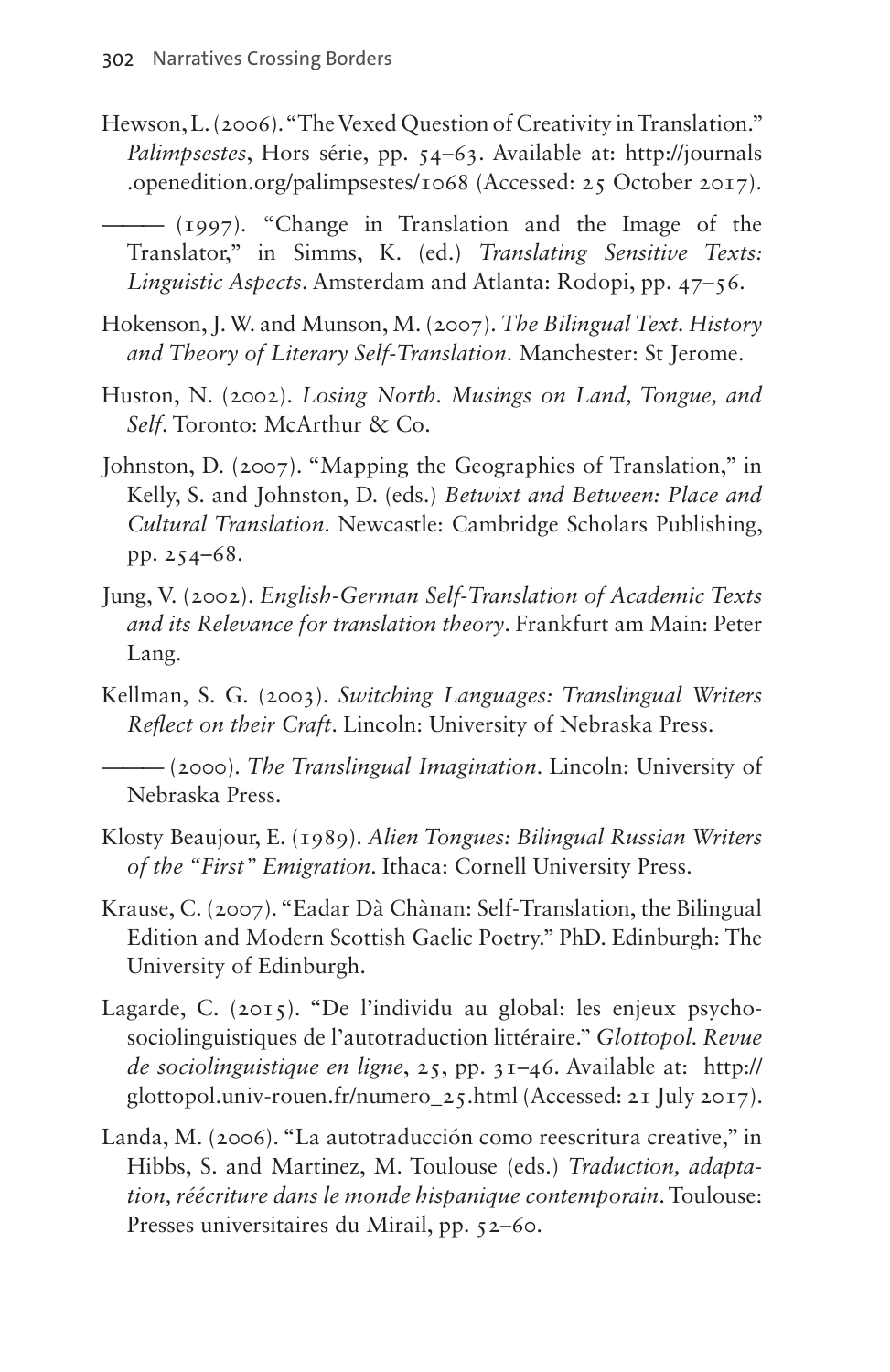Hewson, L. (2006). "The Vexed Question of Creativity in Translation." *Palimpsestes*, Hors série, pp. 54–63. Available at: http://journals.openedition.org/palimpsestes/1068 (Accessed: 25 October 2017).

——— (1997). "Change in Translation and the Image of the Translator," in Simms, K. (ed.) *Translating Sensitive Texts: Linguistic Aspects*. Amsterdam and Atlanta: Rodopi, pp. 47–56.

Hokenson, J. W. and Munson, M. (2007). *The Bilingual Text. History and Theory of Literary Self-Translation.* Manchester: St Jerome.

Huston, N. (2002). *Losing North. Musings on Land, Tongue, and Self*. Toronto: McArthur & Co.

Johnston, D. (2007). "Mapping the Geographies of Translation," in Kelly, S. and Johnston, D. (eds.) *Betwixt and Between: Place and Cultural Translation*. Newcastle: Cambridge Scholars Publishing, pp. 254–68.

Jung, V. (2002). *English-German Self-Translation of Academic Texts and its Relevance for translation theory*. Frankfurt am Main: Peter Lang.

Kellman, S. G. (2003). *Switching Languages: Translingual Writers Reflect on their Craft*. Lincoln: University of Nebraska Press.

——— (2000). *The Translingual Imagination*. Lincoln: University of Nebraska Press.

Klosty Beaujour, E. (1989). *Alien Tongues: Bilingual Russian Writers of the "First" Emigration*. Ithaca: Cornell University Press.

Krause, C. (2007). "Eadar Dà Chànan: Self-Translation, the Bilingual Edition and Modern Scottish Gaelic Poetry." PhD. Edinburgh: The University of Edinburgh.

Lagarde, C. (2015). "De l'individu au global: les enjeux psycho-sociolinguistiques de l'autotraduction littéraire." *Glottopol. Revue de sociolinguistique en ligne*, 25, pp. 31–46. Available at: http://glottopol.univ-rouen.fr/numero_25.html (Accessed: 21 July 2017).

Landa, M. (2006). "La autotraducción como reescritura creative," in Hibbs, S. and Martinez, M. Toulouse (eds.) *Traduction, adaptation, réécriture dans le monde hispanique contemporain*. Toulouse: Presses universitaires du Mirail, pp. 52–60.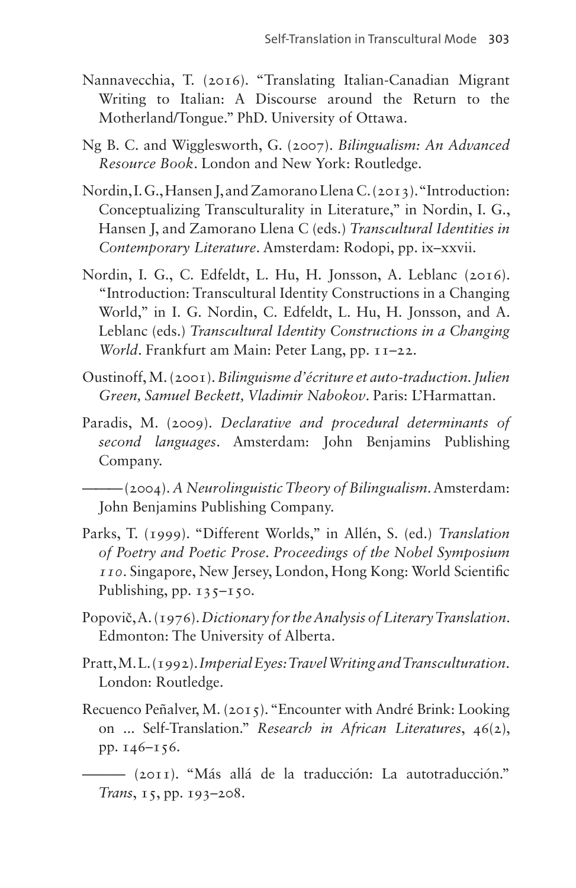Nannavecchia, T. (2016). "Translating Italian-Canadian Migrant Writing to Italian: A Discourse around the Return to the Motherland/Tongue." PhD. University of Ottawa.

Ng B. C. and Wigglesworth, G. (2007). *Bilingualism: An Advanced Resource Book*. London and New York: Routledge.

Nordin, I. G., Hansen J, and Zamorano Llena C. (2013). "Introduction: Conceptualizing Transculturality in Literature," in Nordin, I. G., Hansen J, and Zamorano Llena C (eds.) *Transcultural Identities in Contemporary Literature*. Amsterdam: Rodopi, pp. ix–xxvii.

Nordin, I. G., C. Edfeldt, L. Hu, H. Jonsson, A. Leblanc (2016). "Introduction: Transcultural Identity Constructions in a Changing World," in I. G. Nordin, C. Edfeldt, L. Hu, H. Jonsson, and A. Leblanc (eds.) *Transcultural Identity Constructions in a Changing World*. Frankfurt am Main: Peter Lang, pp. 11–22.

Oustinoff, M. (2001). *Bilinguisme d'écriture et auto-traduction. Julien Green, Samuel Beckett, Vladimir Nabokov*. Paris: L'Harmattan.

Paradis, M. (2009). *Declarative and procedural determinants of second languages*. Amsterdam: John Benjamins Publishing Company.

——— (2004). *A Neurolinguistic Theory of Bilingualism*. Amsterdam: John Benjamins Publishing Company.

Parks, T. (1999). "Different Worlds," in Allén, S. (ed.) *Translation of Poetry and Poetic Prose. Proceedings of the Nobel Symposium 110*. Singapore, New Jersey, London, Hong Kong: World Scientific Publishing, pp. 135–150.

Popovič, A. (1976). *Dictionary for the Analysis of Literary Translation*. Edmonton: The University of Alberta.

Pratt, M. L. (1992). *Imperial Eyes: Travel Writing and Transculturation*. London: Routledge.

Recuenco Peñalver, M. (2015). "Encounter with André Brink: Looking on ... Self-Translation." *Research in African Literatures*, 46(2), pp. 146–156.

——— (2011). "Más allá de la traducción: La autotraducción." *Trans*, 15, pp. 193–208.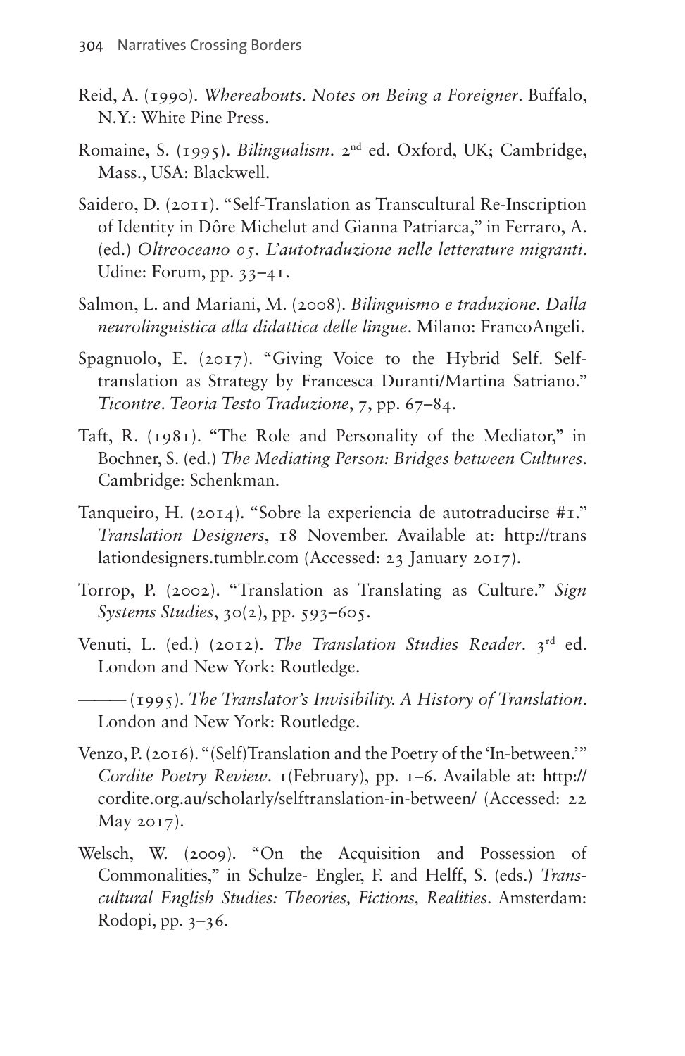Reid, A. (1990). *Whereabouts. Notes on Being a Foreigner*. Buffalo, N.Y.: White Pine Press.

Romaine, S. (1995). *Bilingualism*. 2nd ed. Oxford, UK; Cambridge, Mass., USA: Blackwell.

Saidero, D. (2011). "Self-Translation as Transcultural Re-Inscription of Identity in Dôre Michelut and Gianna Patriarca," in Ferraro, A. (ed.) *Oltreoceano 05. L'autotraduzione nelle letterature migranti*. Udine: Forum, pp. 33–41.

Salmon, L. and Mariani, M. (2008). *Bilinguismo e traduzione. Dalla neurolinguistica alla didattica delle lingue*. Milano: FrancoAngeli.

Spagnuolo, E. (2017). "Giving Voice to the Hybrid Self. Self-translation as Strategy by Francesca Duranti/Martina Satriano." *Ticontre. Teoria Testo Traduzione*, 7, pp. 67–84.

Taft, R. (1981). "The Role and Personality of the Mediator," in Bochner, S. (ed.) *The Mediating Person: Bridges between Cultures*. Cambridge: Schenkman.

Tanqueiro, H. (2014). "Sobre la experiencia de autotraducirse #1." *Translation Designers*, 18 November. Available at: http://translationdesigners.tumblr.com (Accessed: 23 January 2017).

Torrop, P. (2002). "Translation as Translating as Culture." *Sign Systems Studies*, 30(2), pp. 593–605.

Venuti, L. (ed.) (2012). *The Translation Studies Reader*. 3rd ed. London and New York: Routledge.

——— (1995). *The Translator's Invisibility. A History of Translation*. London and New York: Routledge.

Venzo, P. (2016). "(Self)Translation and the Poetry of the 'In-between.'" *Cordite Poetry Review*. 1(February), pp. 1–6. Available at: http://cordite.org.au/scholarly/selftranslation-in-between/ (Accessed: 22 May 2017).

Welsch, W. (2009). "On the Acquisition and Possession of Commonalities," in Schulze- Engler, F. and Helff, S. (eds.) *Transcultural English Studies: Theories, Fictions, Realities*. Amsterdam: Rodopi, pp. 3–36.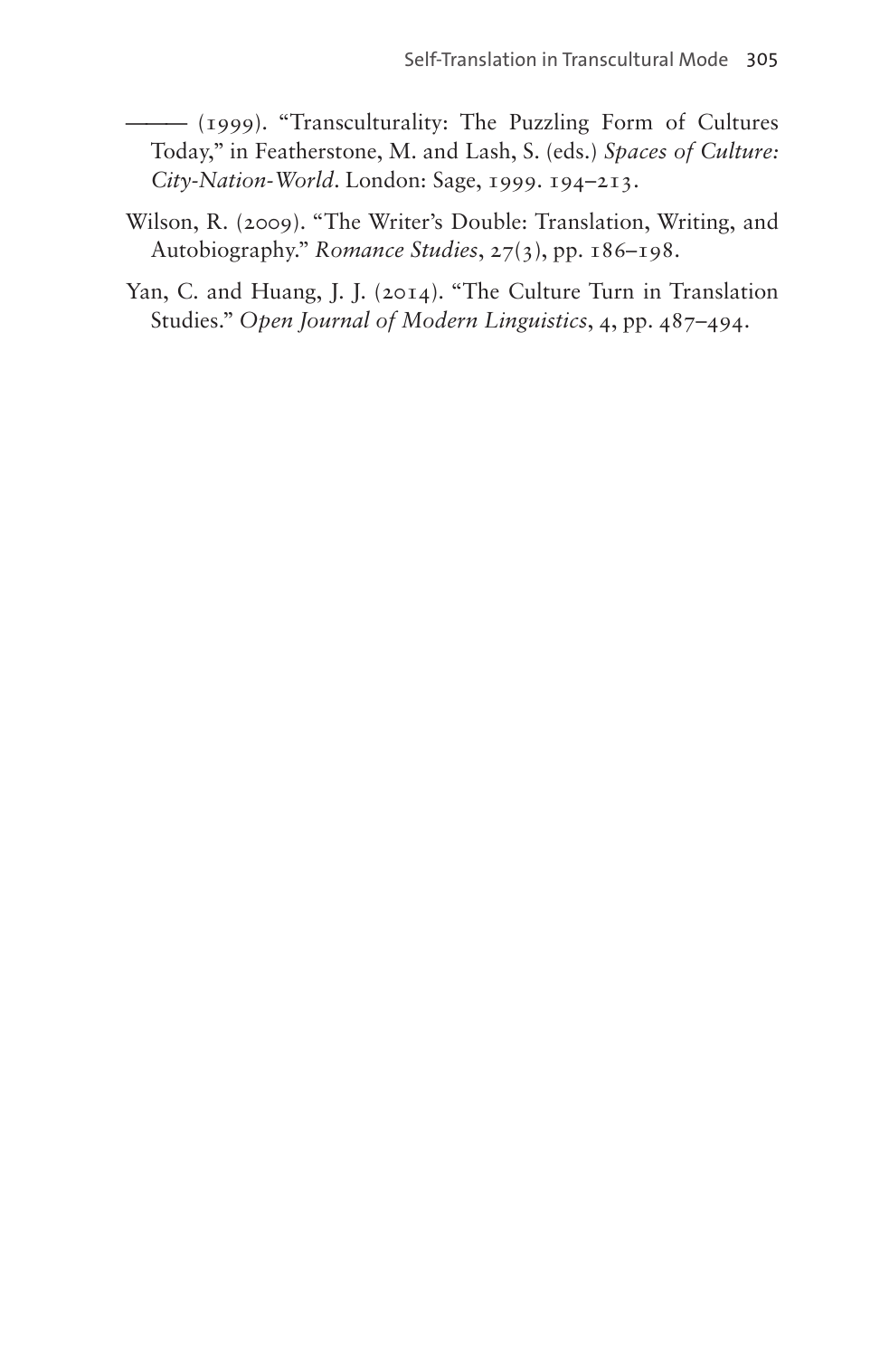——— (1999). "Transculturality: The Puzzling Form of Cultures Today," in Featherstone, M. and Lash, S. (eds.) *Spaces of Culture: City-Nation-World*. London: Sage, 1999. 194–213.

Wilson, R. (2009). "The Writer's Double: Translation, Writing, and Autobiography." *Romance Studies*, 27(3), pp. 186–198.

Yan, C. and Huang, J. J. (2014). "The Culture Turn in Translation Studies." *Open Journal of Modern Linguistics*, 4, pp. 487–494.